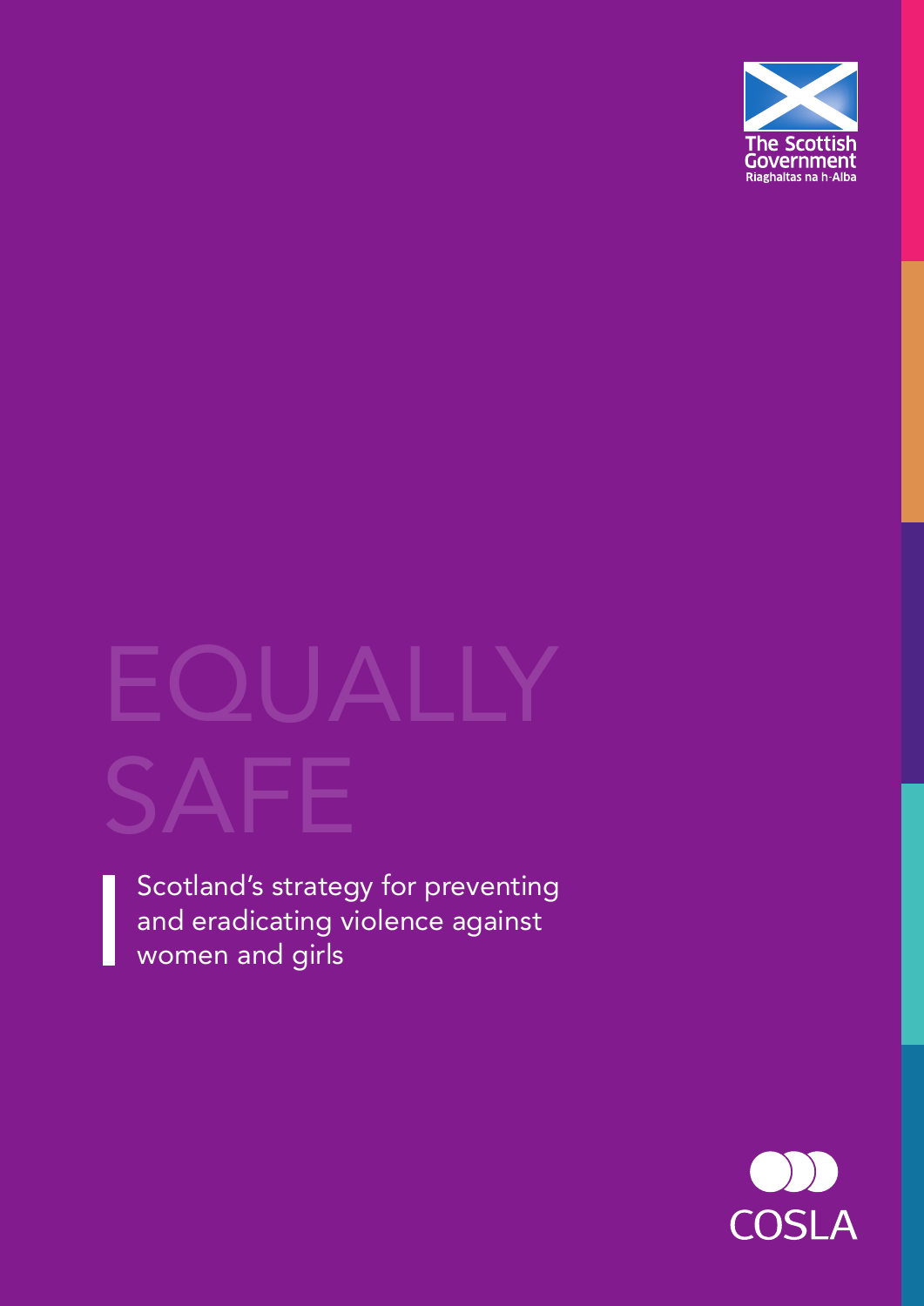The Scottish Government
Riaghaltas na h-Alba

# EQUALLY SAFE

Scotland's strategy for preventing and eradicating violence against women and girls

COSLA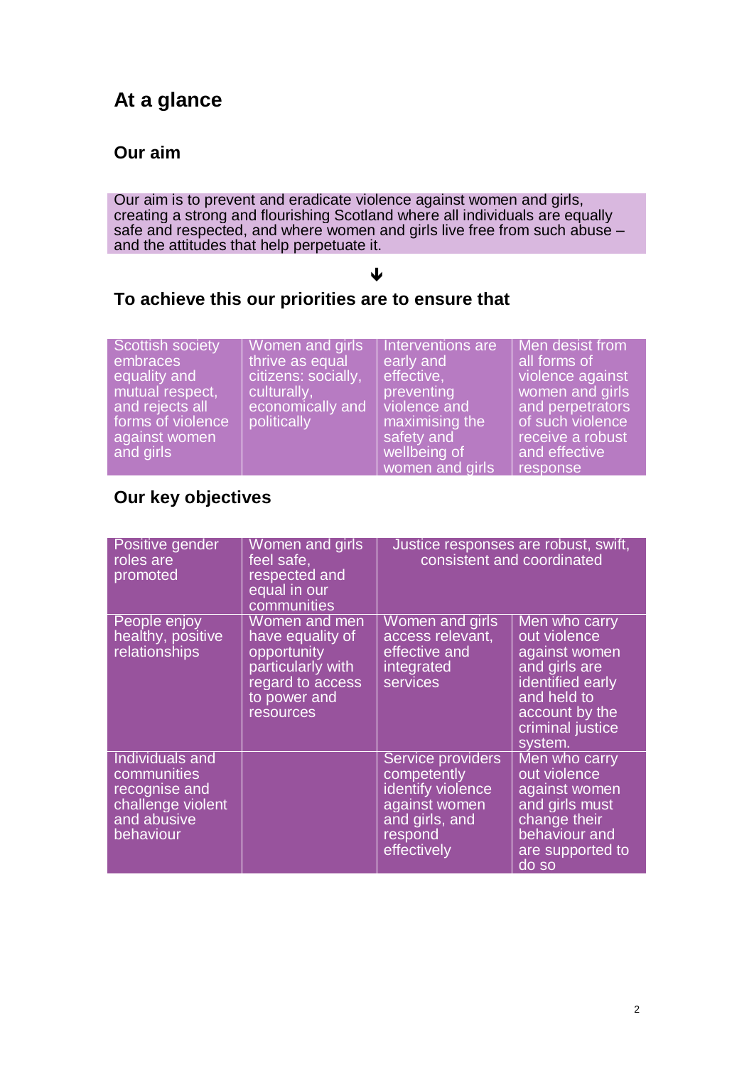# At a glance

## Our aim

Our aim is to prevent and eradicate violence against women and girls, creating a strong and flourishing Scotland where all individuals are equally safe and respected, and where women and girls live free from such abuse – and the attitudes that help perpetuate it.

↓

## To achieve this our priorities are to ensure that

| Scottish society embraces equality and mutual respect, and rejects all forms of violence against women and girls | Women and girls thrive as equal citizens: socially, culturally, economically and politically | Interventions are early and effective, preventing violence and maximising the safety and wellbeing of women and girls | Men desist from all forms of violence against women and girls and perpetrators of such violence receive a robust and effective response |
|---|---|---|---|

## Our key objectives

| Positive gender roles are promoted | Women and girls feel safe, respected and equal in our communities | Justice responses are robust, swift, consistent and coordinated | |
|---|---|---|---|
| People enjoy healthy, positive relationships | Women and men have equality of opportunity particularly with regard to access to power and resources | Women and girls access relevant, effective and integrated services | Men who carry out violence against women and girls are identified early and held to account by the criminal justice system. |
| Individuals and communities recognise and challenge violent and abusive behaviour | | Service providers competently identify violence against women and girls, and respond effectively | Men who carry out violence against women and girls must change their behaviour and are supported to do so |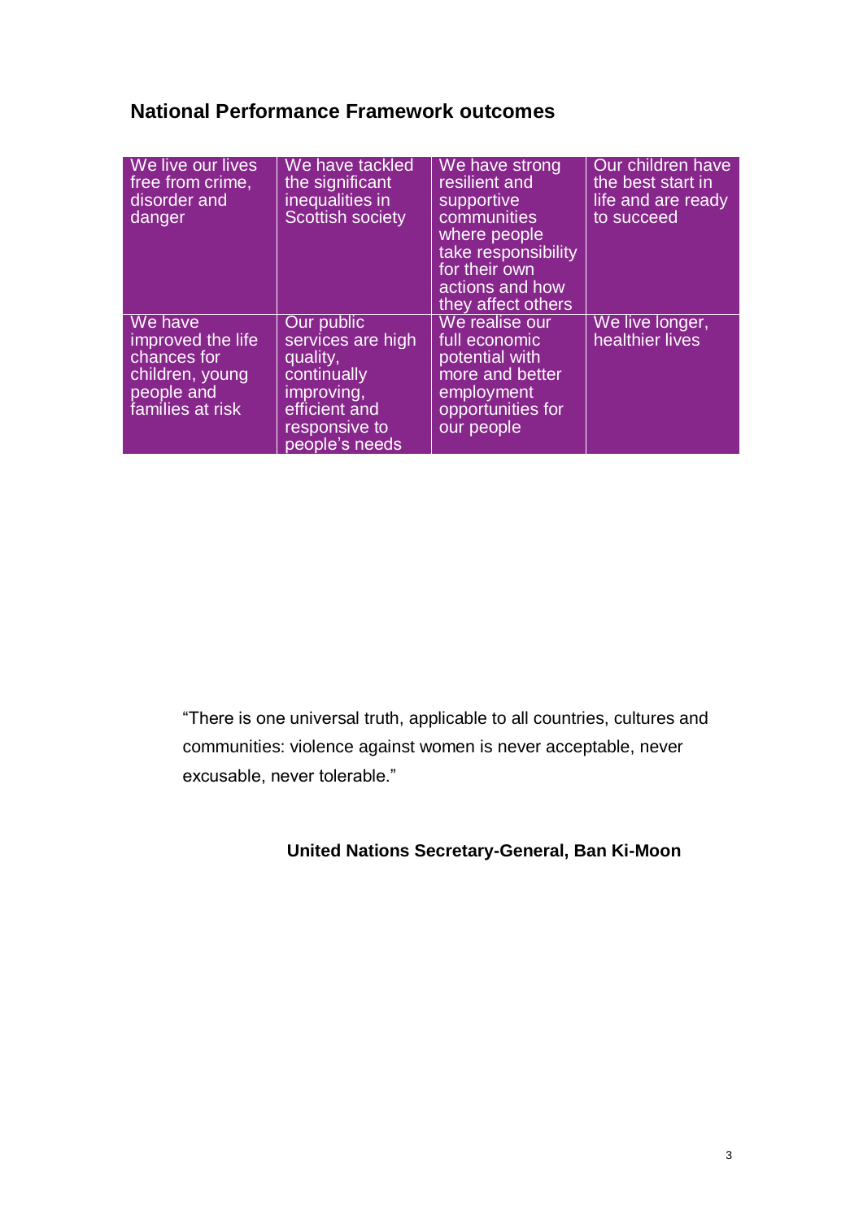## National Performance Framework outcomes

| | | | |
|---|---|---|---|
| We live our lives free from crime, disorder and danger | We have tackled the significant inequalities in Scottish society | We have strong resilient and supportive communities where people take responsibility for their own actions and how they affect others | Our children have the best start in life and are ready to succeed |
| We have improved the life chances for children, young people and families at risk | Our public services are high quality, continually improving, efficient and responsive to people's needs | We realise our full economic potential with more and better employment opportunities for our people | We live longer, healthier lives |

"There is one universal truth, applicable to all countries, cultures and communities: violence against women is never acceptable, never excusable, never tolerable."

**United Nations Secretary-General, Ban Ki-Moon**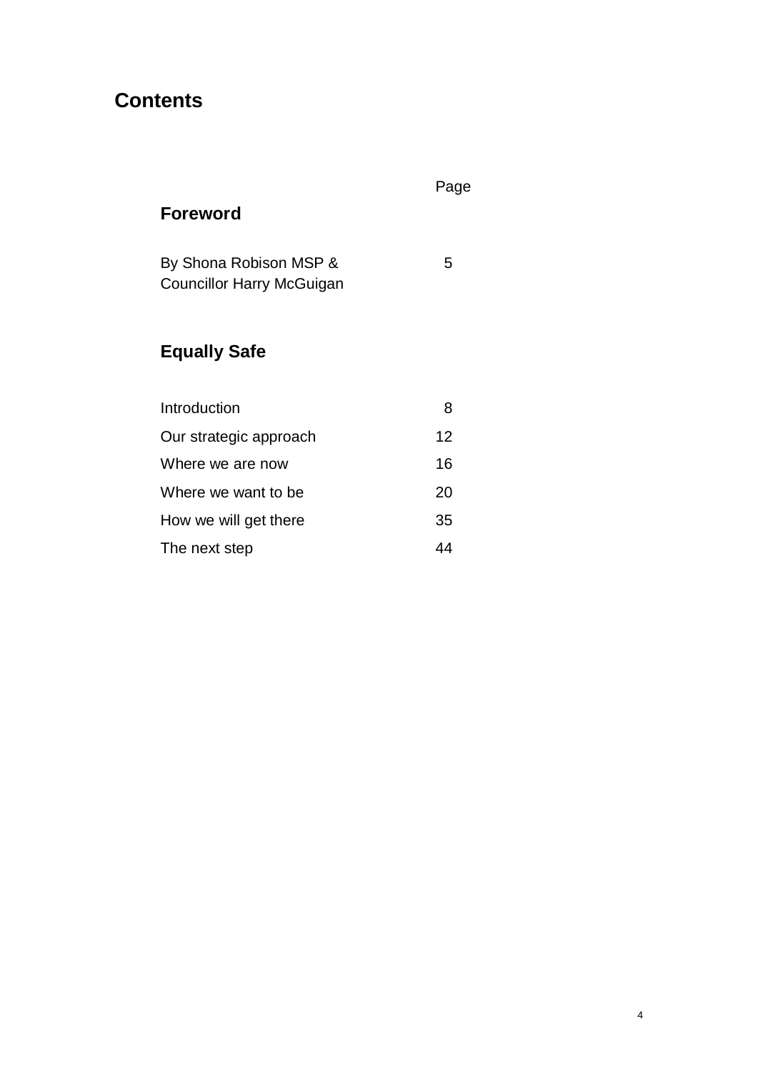# Contents

| | Page |
|---|---|
| **Foreword** | |
| By Shona Robison MSP & Councillor Harry McGuigan | 5 |
| **Equally Safe** | |
| Introduction | 8 |
| Our strategic approach | 12 |
| Where we are now | 16 |
| Where we want to be | 20 |
| How we will get there | 35 |
| The next step | 44 |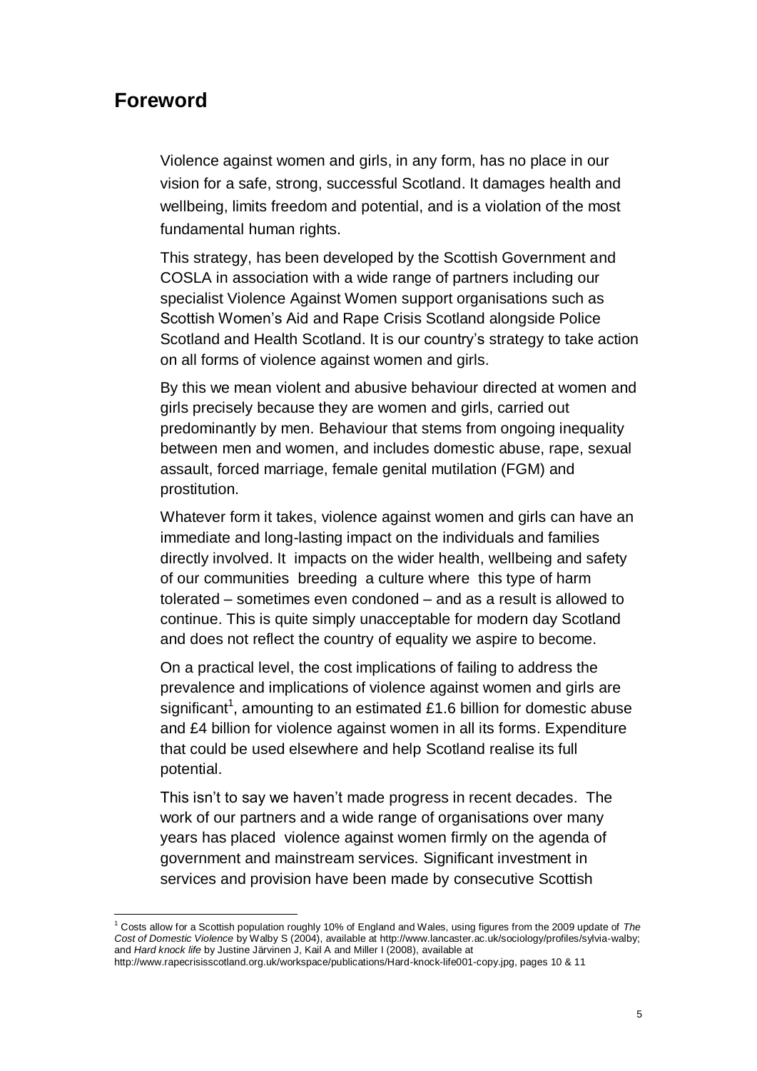## Foreword

Violence against women and girls, in any form, has no place in our vision for a safe, strong, successful Scotland. It damages health and wellbeing, limits freedom and potential, and is a violation of the most fundamental human rights.

This strategy, has been developed by the Scottish Government and COSLA in association with a wide range of partners including our specialist Violence Against Women support organisations such as Scottish Women's Aid and Rape Crisis Scotland alongside Police Scotland and Health Scotland. It is our country's strategy to take action on all forms of violence against women and girls.

By this we mean violent and abusive behaviour directed at women and girls precisely because they are women and girls, carried out predominantly by men. Behaviour that stems from ongoing inequality between men and women, and includes domestic abuse, rape, sexual assault, forced marriage, female genital mutilation (FGM) and prostitution.

Whatever form it takes, violence against women and girls can have an immediate and long-lasting impact on the individuals and families directly involved. It impacts on the wider health, wellbeing and safety of our communities breeding a culture where this type of harm tolerated – sometimes even condoned – and as a result is allowed to continue. This is quite simply unacceptable for modern day Scotland and does not reflect the country of equality we aspire to become.

On a practical level, the cost implications of failing to address the prevalence and implications of violence against women and girls are significant[1], amounting to an estimated £1.6 billion for domestic abuse and £4 billion for violence against women in all its forms. Expenditure that could be used elsewhere and help Scotland realise its full potential.

This isn't to say we haven't made progress in recent decades. The work of our partners and a wide range of organisations over many years has placed violence against women firmly on the agenda of government and mainstream services. Significant investment in services and provision have been made by consecutive Scottish

[1] Costs allow for a Scottish population roughly 10% of England and Wales, using figures from the 2009 update of *The Cost of Domestic Violence* by Walby S (2004), available at http://www.lancaster.ac.uk/sociology/profiles/sylvia-walby; and *Hard knock life* by Justine Järvinen J, Kail A and Miller I (2008), available at http://www.rapecrisisscotland.org.uk/workspace/publications/Hard-knock-life001-copy.jpg, pages 10 & 11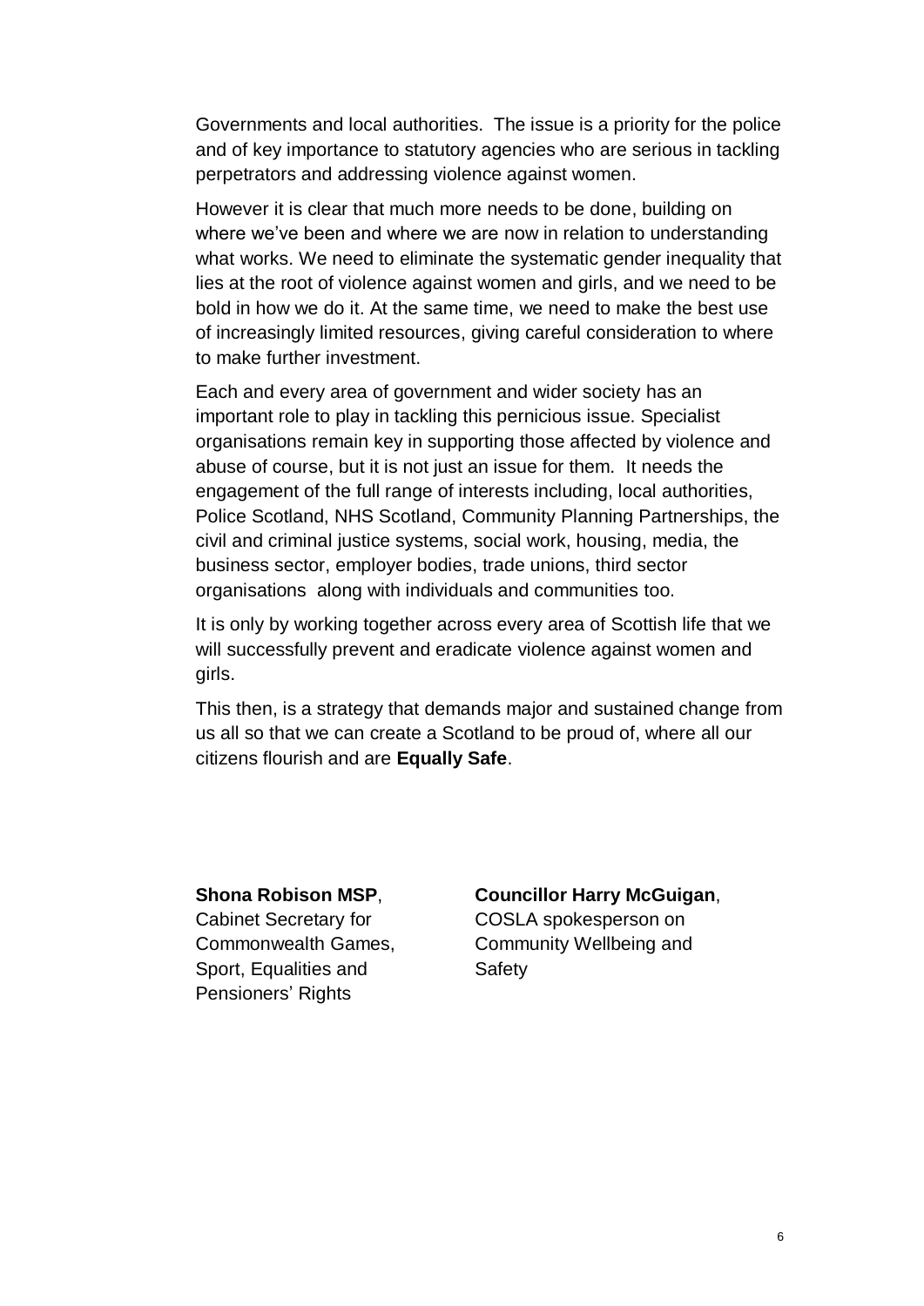Governments and local authorities. The issue is a priority for the police and of key importance to statutory agencies who are serious in tackling perpetrators and addressing violence against women.

However it is clear that much more needs to be done, building on where we've been and where we are now in relation to understanding what works. We need to eliminate the systematic gender inequality that lies at the root of violence against women and girls, and we need to be bold in how we do it. At the same time, we need to make the best use of increasingly limited resources, giving careful consideration to where to make further investment.

Each and every area of government and wider society has an important role to play in tackling this pernicious issue. Specialist organisations remain key in supporting those affected by violence and abuse of course, but it is not just an issue for them. It needs the engagement of the full range of interests including, local authorities, Police Scotland, NHS Scotland, Community Planning Partnerships, the civil and criminal justice systems, social work, housing, media, the business sector, employer bodies, trade unions, third sector organisations along with individuals and communities too.

It is only by working together across every area of Scottish life that we will successfully prevent and eradicate violence against women and girls.

This then, is a strategy that demands major and sustained change from us all so that we can create a Scotland to be proud of, where all our citizens flourish and are **Equally Safe**.

**Shona Robison MSP**,
Cabinet Secretary for Commonwealth Games, Sport, Equalities and Pensioners' Rights

**Councillor Harry McGuigan**,
COSLA spokesperson on Community Wellbeing and Safety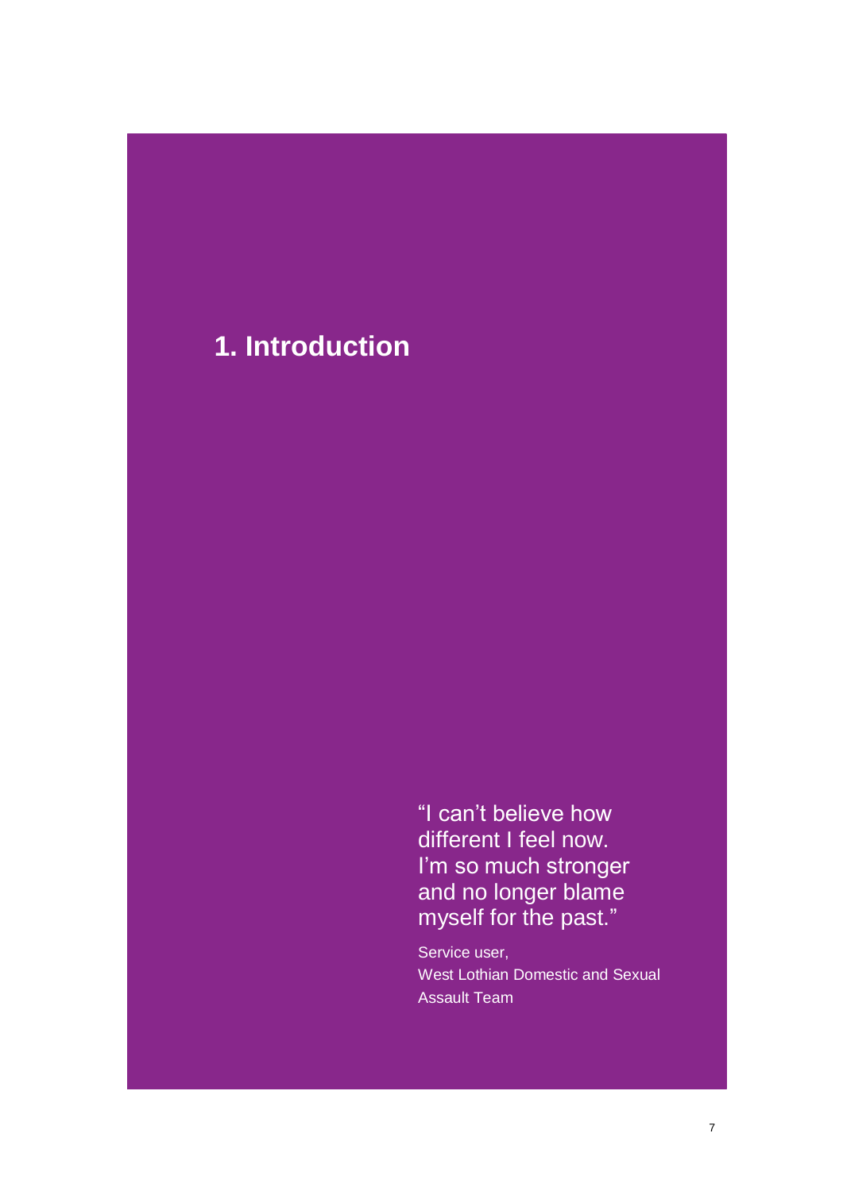# 1. Introduction

> "I can't believe how different I feel now. I'm so much stronger and no longer blame myself for the past."
>
> Service user,
> West Lothian Domestic and Sexual Assault Team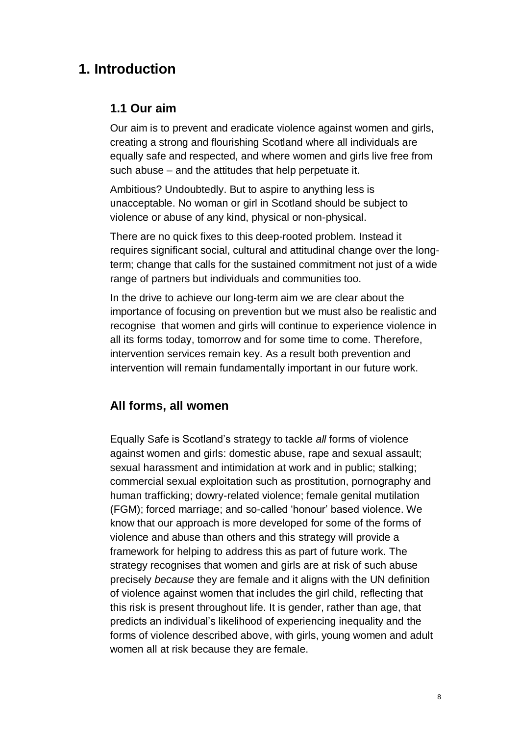# 1. Introduction

## 1.1 Our aim

Our aim is to prevent and eradicate violence against women and girls, creating a strong and flourishing Scotland where all individuals are equally safe and respected, and where women and girls live free from such abuse – and the attitudes that help perpetuate it.

Ambitious? Undoubtedly. But to aspire to anything less is unacceptable. No woman or girl in Scotland should be subject to violence or abuse of any kind, physical or non-physical.

There are no quick fixes to this deep-rooted problem. Instead it requires significant social, cultural and attitudinal change over the long-term; change that calls for the sustained commitment not just of a wide range of partners but individuals and communities too.

In the drive to achieve our long-term aim we are clear about the importance of focusing on prevention but we must also be realistic and recognise that women and girls will continue to experience violence in all its forms today, tomorrow and for some time to come. Therefore, intervention services remain key. As a result both prevention and intervention will remain fundamentally important in our future work.

## All forms, all women

Equally Safe is Scotland's strategy to tackle *all* forms of violence against women and girls: domestic abuse, rape and sexual assault; sexual harassment and intimidation at work and in public; stalking; commercial sexual exploitation such as prostitution, pornography and human trafficking; dowry-related violence; female genital mutilation (FGM); forced marriage; and so-called 'honour' based violence. We know that our approach is more developed for some of the forms of violence and abuse than others and this strategy will provide a framework for helping to address this as part of future work. The strategy recognises that women and girls are at risk of such abuse precisely *because* they are female and it aligns with the UN definition of violence against women that includes the girl child, reflecting that this risk is present throughout life. It is gender, rather than age, that predicts an individual's likelihood of experiencing inequality and the forms of violence described above, with girls, young women and adult women all at risk because they are female.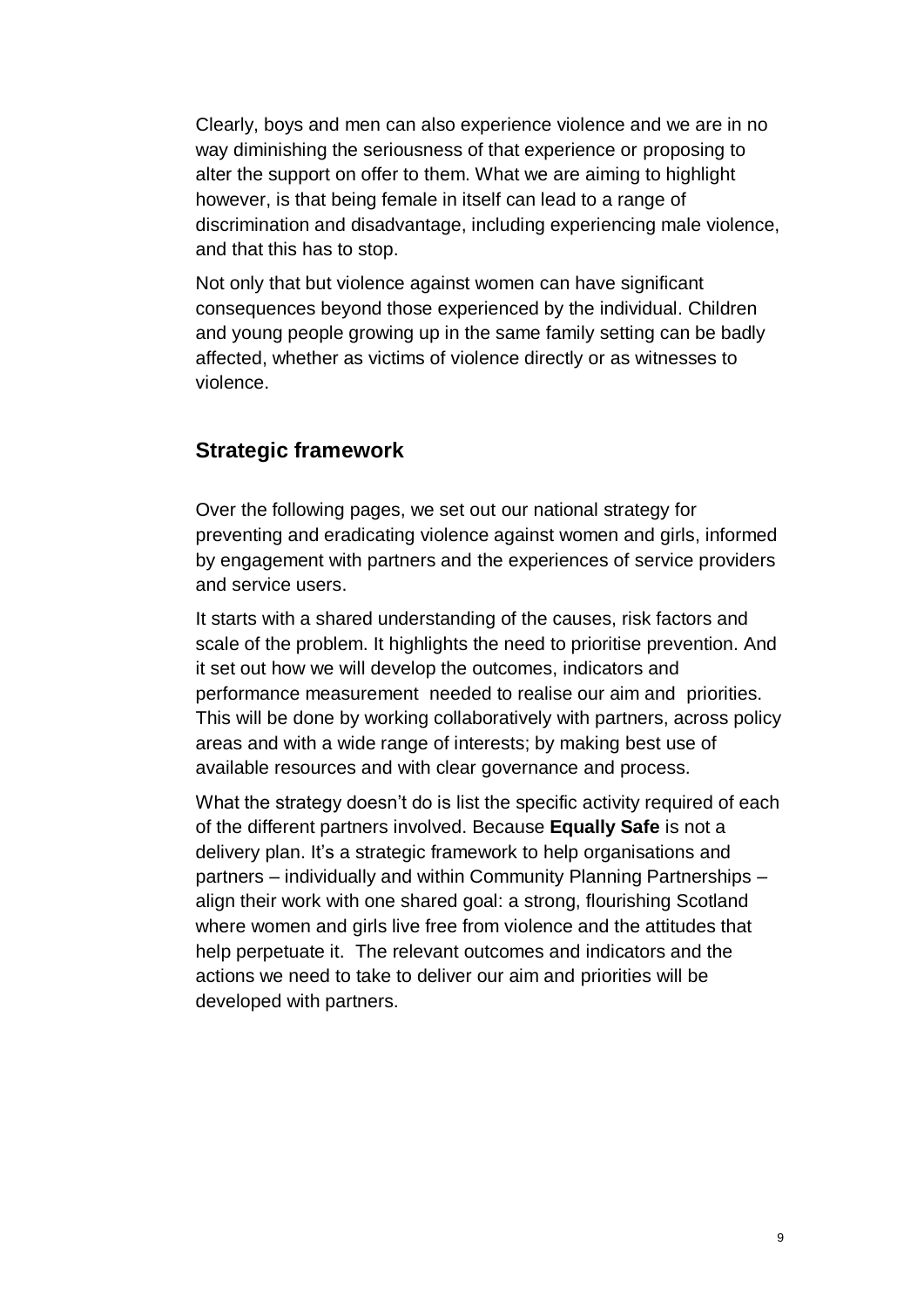Clearly, boys and men can also experience violence and we are in no way diminishing the seriousness of that experience or proposing to alter the support on offer to them. What we are aiming to highlight however, is that being female in itself can lead to a range of discrimination and disadvantage, including experiencing male violence, and that this has to stop.

Not only that but violence against women can have significant consequences beyond those experienced by the individual. Children and young people growing up in the same family setting can be badly affected, whether as victims of violence directly or as witnesses to violence.

## Strategic framework

Over the following pages, we set out our national strategy for preventing and eradicating violence against women and girls, informed by engagement with partners and the experiences of service providers and service users.

It starts with a shared understanding of the causes, risk factors and scale of the problem. It highlights the need to prioritise prevention. And it set out how we will develop the outcomes, indicators and performance measurement needed to realise our aim and priorities. This will be done by working collaboratively with partners, across policy areas and with a wide range of interests; by making best use of available resources and with clear governance and process.

What the strategy doesn't do is list the specific activity required of each of the different partners involved. Because **Equally Safe** is not a delivery plan. It's a strategic framework to help organisations and partners – individually and within Community Planning Partnerships – align their work with one shared goal: a strong, flourishing Scotland where women and girls live free from violence and the attitudes that help perpetuate it. The relevant outcomes and indicators and the actions we need to take to deliver our aim and priorities will be developed with partners.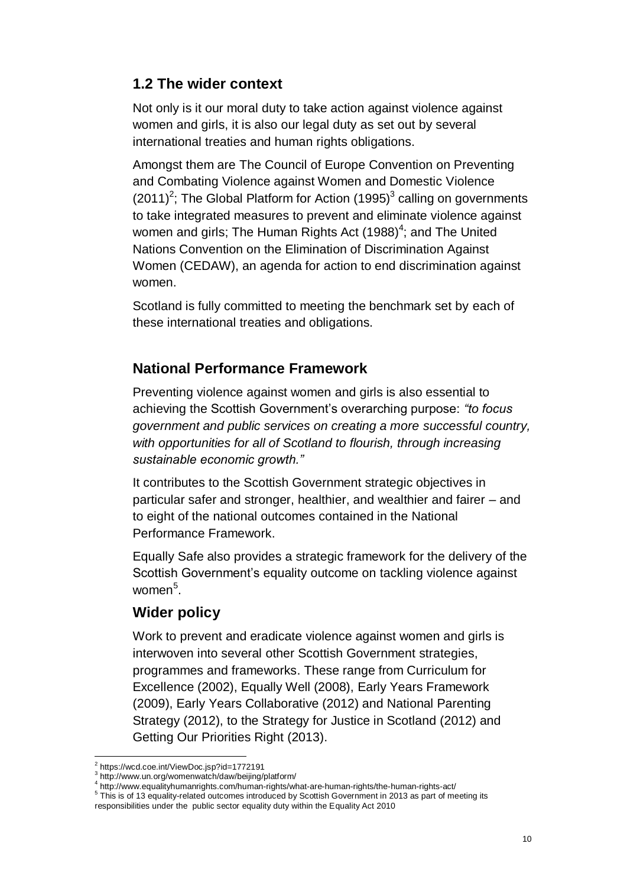## 1.2 The wider context

Not only is it our moral duty to take action against violence against women and girls, it is also our legal duty as set out by several international treaties and human rights obligations.

Amongst them are The Council of Europe Convention on Preventing and Combating Violence against Women and Domestic Violence (2011)[2]; The Global Platform for Action (1995)[3] calling on governments to take integrated measures to prevent and eliminate violence against women and girls; The Human Rights Act (1988)[4]; and The United Nations Convention on the Elimination of Discrimination Against Women (CEDAW), an agenda for action to end discrimination against women.

Scotland is fully committed to meeting the benchmark set by each of these international treaties and obligations.

## National Performance Framework

Preventing violence against women and girls is also essential to achieving the Scottish Government's overarching purpose: *"to focus government and public services on creating a more successful country, with opportunities for all of Scotland to flourish, through increasing sustainable economic growth."*

It contributes to the Scottish Government strategic objectives in particular safer and stronger, healthier, and wealthier and fairer – and to eight of the national outcomes contained in the National Performance Framework.

Equally Safe also provides a strategic framework for the delivery of the Scottish Government's equality outcome on tackling violence against women[5].

## Wider policy

Work to prevent and eradicate violence against women and girls is interwoven into several other Scottish Government strategies, programmes and frameworks. These range from Curriculum for Excellence (2002), Equally Well (2008), Early Years Framework (2009), Early Years Collaborative (2012) and National Parenting Strategy (2012), to the Strategy for Justice in Scotland (2012) and Getting Our Priorities Right (2013).

---

[2] https://wcd.coe.int/ViewDoc.jsp?id=1772191

[3] http://www.un.org/womenwatch/daw/beijing/platform/

[4] http://www.equalityhumanrights.com/human-rights/what-are-human-rights/the-human-rights-act/

[5] This is of 13 equality-related outcomes introduced by Scottish Government in 2013 as part of meeting its responsibilities under the public sector equality duty within the Equality Act 2010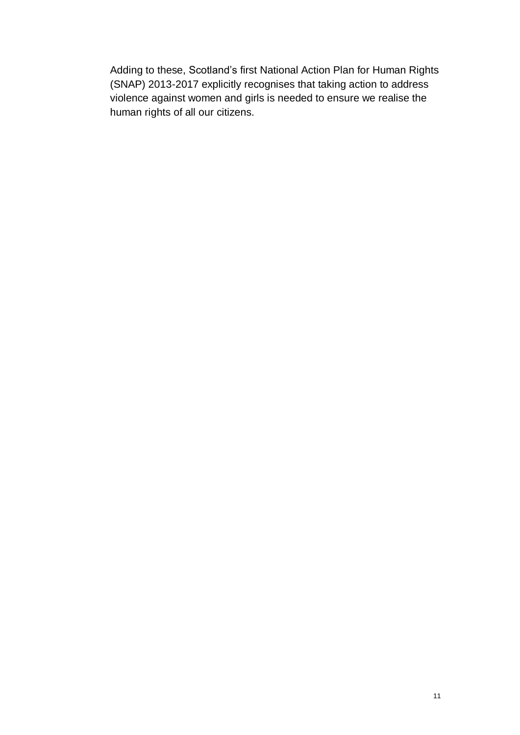Adding to these, Scotland's first National Action Plan for Human Rights (SNAP) 2013-2017 explicitly recognises that taking action to address violence against women and girls is needed to ensure we realise the human rights of all our citizens.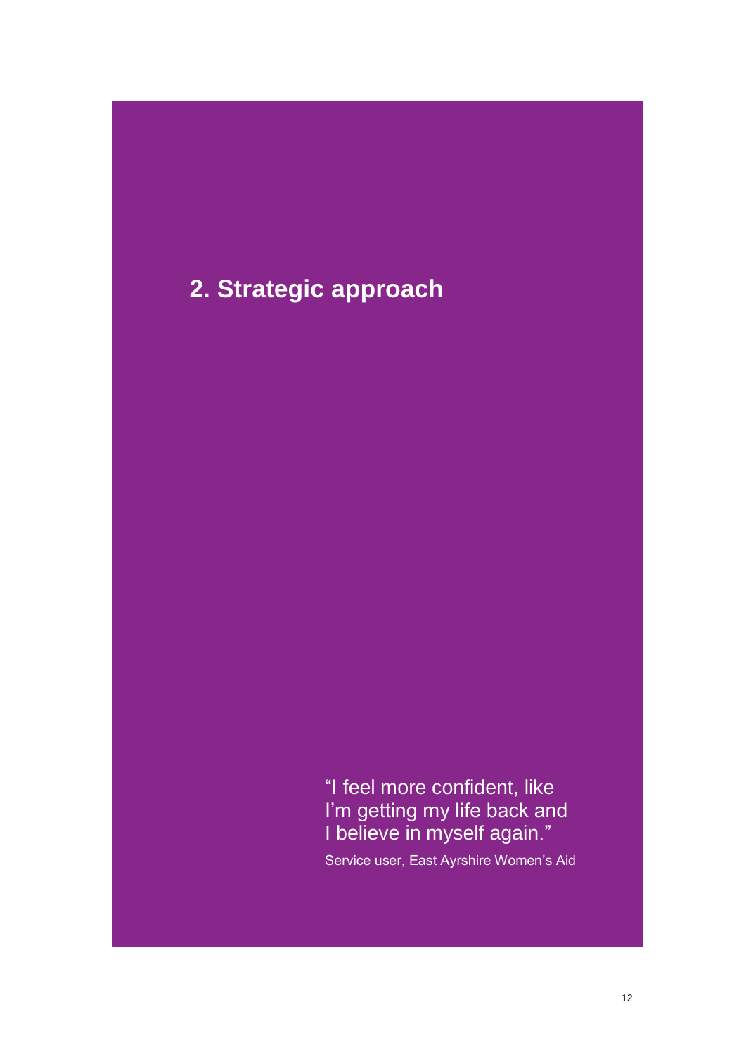# 2. Strategic approach

"I feel more confident, like I'm getting my life back and I believe in myself again."

Service user, East Ayrshire Women's Aid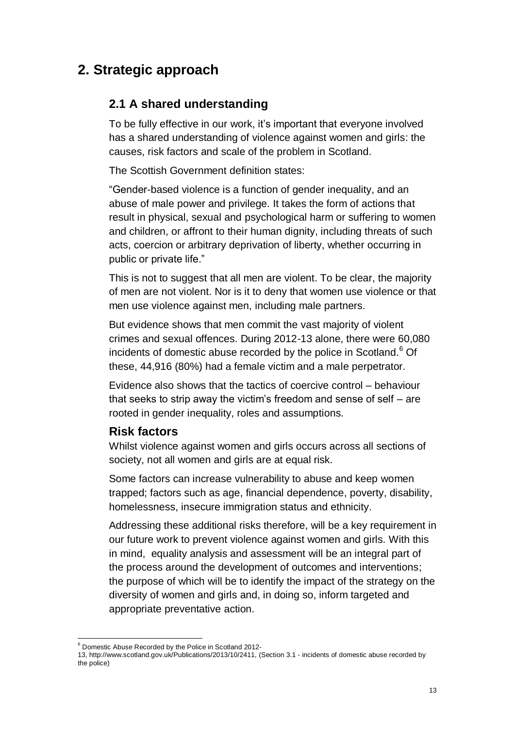# 2. Strategic approach

## 2.1 A shared understanding

To be fully effective in our work, it's important that everyone involved has a shared understanding of violence against women and girls: the causes, risk factors and scale of the problem in Scotland.

The Scottish Government definition states:

"Gender-based violence is a function of gender inequality, and an abuse of male power and privilege. It takes the form of actions that result in physical, sexual and psychological harm or suffering to women and children, or affront to their human dignity, including threats of such acts, coercion or arbitrary deprivation of liberty, whether occurring in public or private life."

This is not to suggest that all men are violent. To be clear, the majority of men are not violent. Nor is it to deny that women use violence or that men use violence against men, including male partners.

But evidence shows that men commit the vast majority of violent crimes and sexual offences. During 2012-13 alone, there were 60,080 incidents of domestic abuse recorded by the police in Scotland.[6] Of these, 44,916 (80%) had a female victim and a male perpetrator.

Evidence also shows that the tactics of coercive control – behaviour that seeks to strip away the victim's freedom and sense of self – are rooted in gender inequality, roles and assumptions.

### Risk factors

Whilst violence against women and girls occurs across all sections of society, not all women and girls are at equal risk.

Some factors can increase vulnerability to abuse and keep women trapped; factors such as age, financial dependence, poverty, disability, homelessness, insecure immigration status and ethnicity.

Addressing these additional risks therefore, will be a key requirement in our future work to prevent violence against women and girls. With this in mind, equality analysis and assessment will be an integral part of the process around the development of outcomes and interventions; the purpose of which will be to identify the impact of the strategy on the diversity of women and girls and, in doing so, inform targeted and appropriate preventative action.

[6] Domestic Abuse Recorded by the Police in Scotland 2012-13, http://www.scotland.gov.uk/Publications/2013/10/2411, (Section 3.1 - incidents of domestic abuse recorded by the police)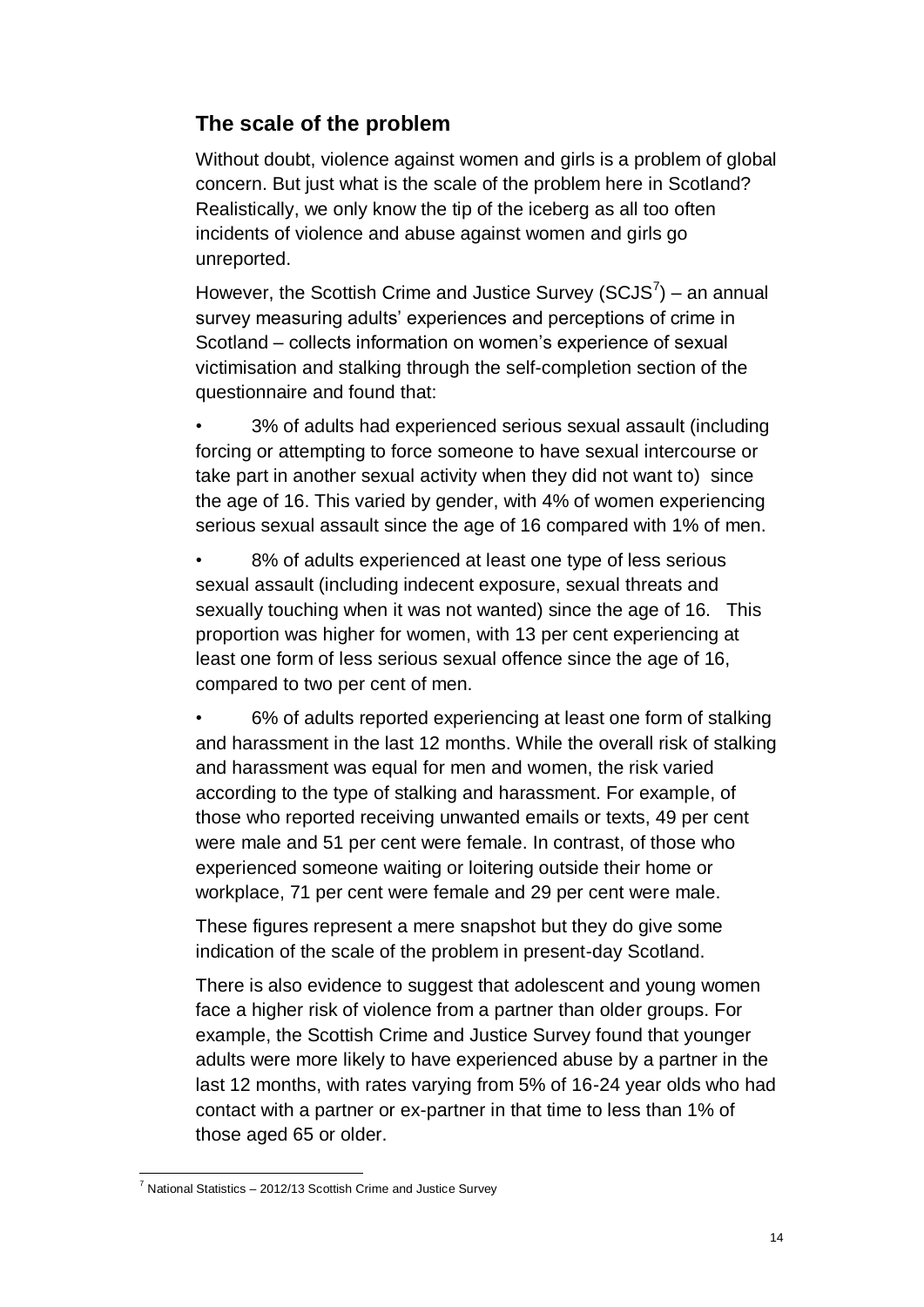## The scale of the problem

Without doubt, violence against women and girls is a problem of global concern. But just what is the scale of the problem here in Scotland? Realistically, we only know the tip of the iceberg as all too often incidents of violence and abuse against women and girls go unreported.

However, the Scottish Crime and Justice Survey (SCJS[7]) – an annual survey measuring adults' experiences and perceptions of crime in Scotland – collects information on women's experience of sexual victimisation and stalking through the self-completion section of the questionnaire and found that:

- 3% of adults had experienced serious sexual assault (including forcing or attempting to force someone to have sexual intercourse or take part in another sexual activity when they did not want to) since the age of 16. This varied by gender, with 4% of women experiencing serious sexual assault since the age of 16 compared with 1% of men.
- 8% of adults experienced at least one type of less serious sexual assault (including indecent exposure, sexual threats and sexually touching when it was not wanted) since the age of 16. This proportion was higher for women, with 13 per cent experiencing at least one form of less serious sexual offence since the age of 16, compared to two per cent of men.
- 6% of adults reported experiencing at least one form of stalking and harassment in the last 12 months. While the overall risk of stalking and harassment was equal for men and women, the risk varied according to the type of stalking and harassment. For example, of those who reported receiving unwanted emails or texts, 49 per cent were male and 51 per cent were female. In contrast, of those who experienced someone waiting or loitering outside their home or workplace, 71 per cent were female and 29 per cent were male.

These figures represent a mere snapshot but they do give some indication of the scale of the problem in present-day Scotland.

There is also evidence to suggest that adolescent and young women face a higher risk of violence from a partner than older groups. For example, the Scottish Crime and Justice Survey found that younger adults were more likely to have experienced abuse by a partner in the last 12 months, with rates varying from 5% of 16-24 year olds who had contact with a partner or ex-partner in that time to less than 1% of those aged 65 or older.

[7] National Statistics – 2012/13 Scottish Crime and Justice Survey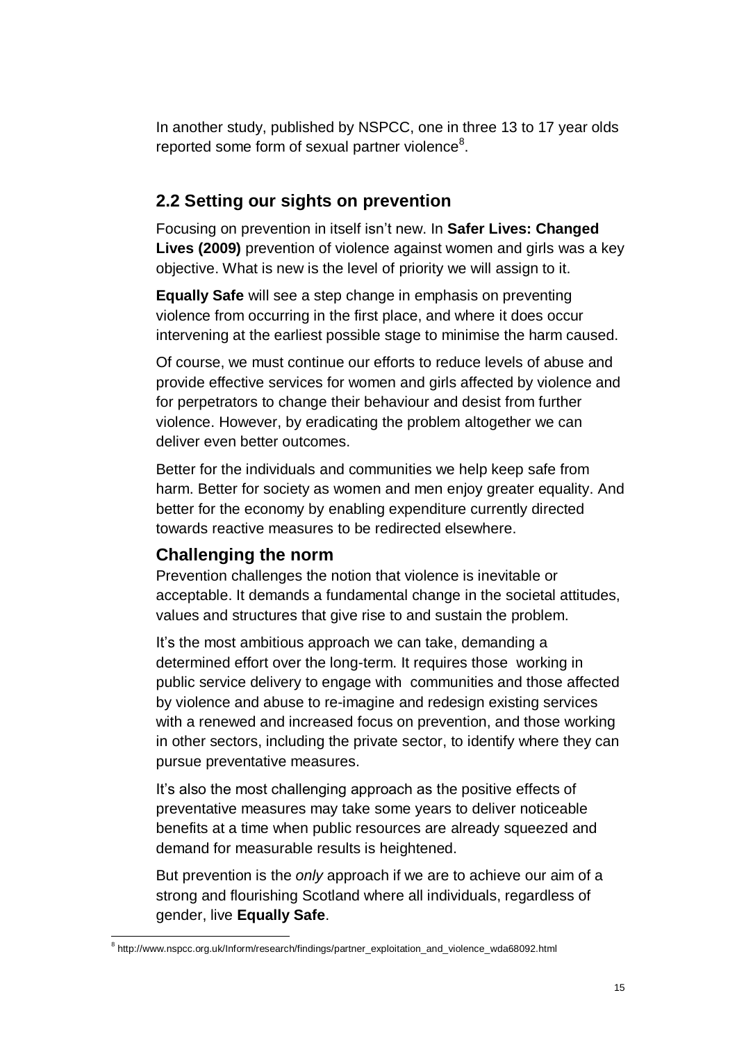In another study, published by NSPCC, one in three 13 to 17 year olds reported some form of sexual partner violence[8].

## 2.2 Setting our sights on prevention

Focusing on prevention in itself isn't new. In **Safer Lives: Changed Lives (2009)** prevention of violence against women and girls was a key objective. What is new is the level of priority we will assign to it.

**Equally Safe** will see a step change in emphasis on preventing violence from occurring in the first place, and where it does occur intervening at the earliest possible stage to minimise the harm caused.

Of course, we must continue our efforts to reduce levels of abuse and provide effective services for women and girls affected by violence and for perpetrators to change their behaviour and desist from further violence. However, by eradicating the problem altogether we can deliver even better outcomes.

Better for the individuals and communities we help keep safe from harm. Better for society as women and men enjoy greater equality. And better for the economy by enabling expenditure currently directed towards reactive measures to be redirected elsewhere.

### Challenging the norm

Prevention challenges the notion that violence is inevitable or acceptable. It demands a fundamental change in the societal attitudes, values and structures that give rise to and sustain the problem.

It's the most ambitious approach we can take, demanding a determined effort over the long-term. It requires those working in public service delivery to engage with communities and those affected by violence and abuse to re-imagine and redesign existing services with a renewed and increased focus on prevention, and those working in other sectors, including the private sector, to identify where they can pursue preventative measures.

It's also the most challenging approach as the positive effects of preventative measures may take some years to deliver noticeable benefits at a time when public resources are already squeezed and demand for measurable results is heightened.

But prevention is the *only* approach if we are to achieve our aim of a strong and flourishing Scotland where all individuals, regardless of gender, live **Equally Safe**.

[8] http://www.nspcc.org.uk/Inform/research/findings/partner_exploitation_and_violence_wda68092.html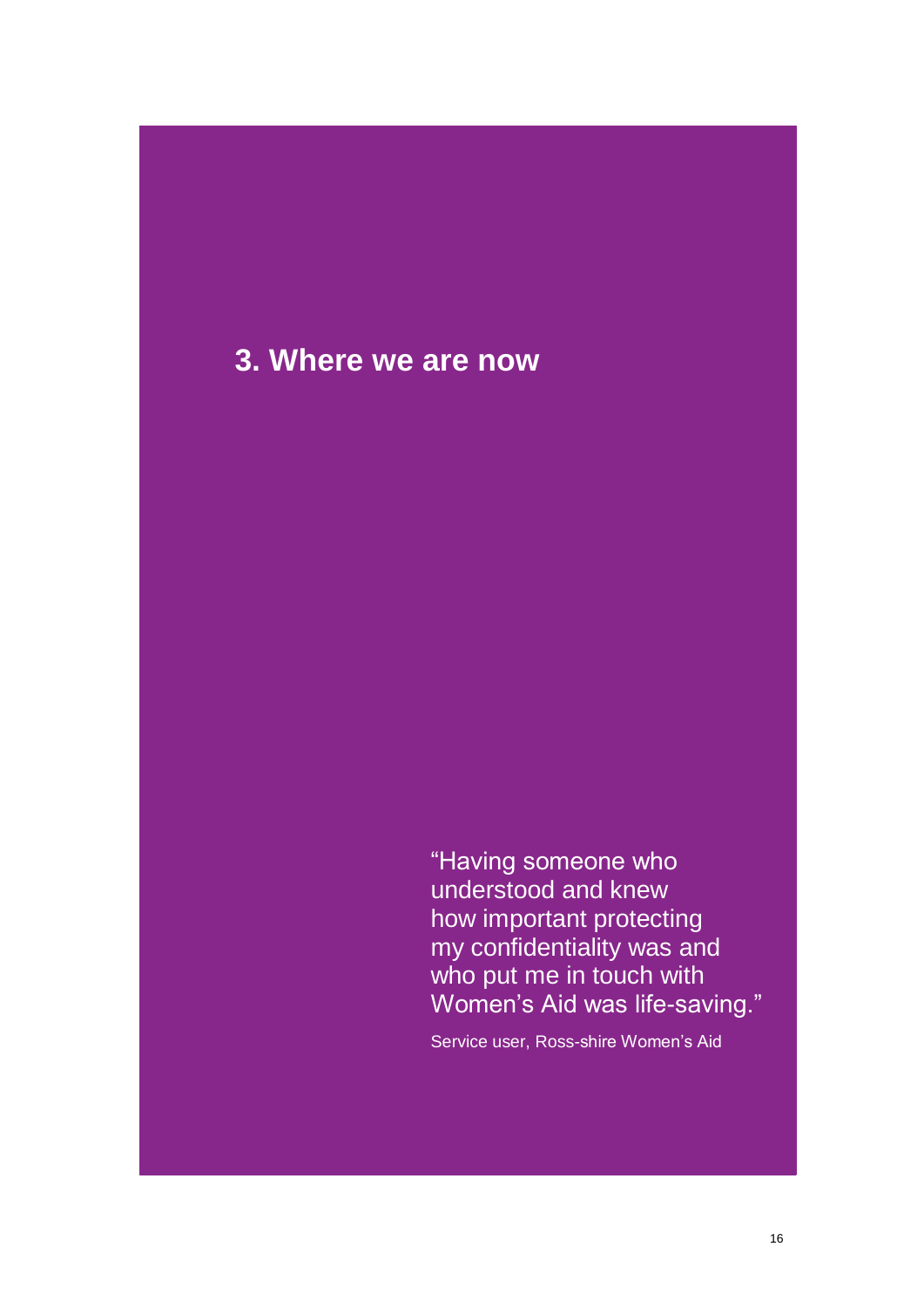# 3. Where we are now

> "Having someone who understood and knew how important protecting my confidentiality was and who put me in touch with Women's Aid was life-saving."
>
> Service user, Ross-shire Women's Aid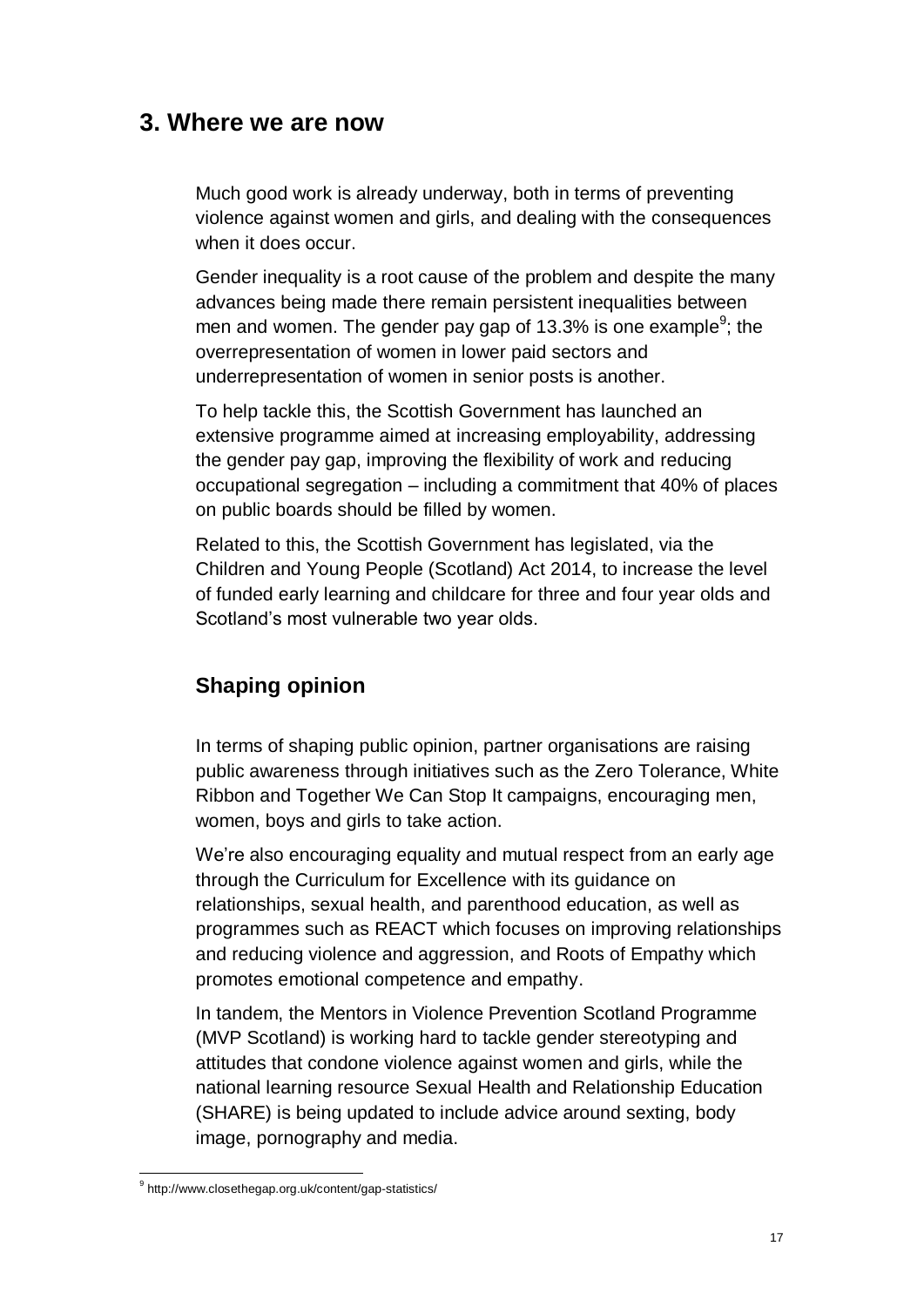## 3. Where we are now

Much good work is already underway, both in terms of preventing violence against women and girls, and dealing with the consequences when it does occur.

Gender inequality is a root cause of the problem and despite the many advances being made there remain persistent inequalities between men and women. The gender pay gap of 13.3% is one example[9]; the overrepresentation of women in lower paid sectors and underrepresentation of women in senior posts is another.

To help tackle this, the Scottish Government has launched an extensive programme aimed at increasing employability, addressing the gender pay gap, improving the flexibility of work and reducing occupational segregation – including a commitment that 40% of places on public boards should be filled by women.

Related to this, the Scottish Government has legislated, via the Children and Young People (Scotland) Act 2014, to increase the level of funded early learning and childcare for three and four year olds and Scotland's most vulnerable two year olds.

### Shaping opinion

In terms of shaping public opinion, partner organisations are raising public awareness through initiatives such as the Zero Tolerance, White Ribbon and Together We Can Stop It campaigns, encouraging men, women, boys and girls to take action.

We're also encouraging equality and mutual respect from an early age through the Curriculum for Excellence with its guidance on relationships, sexual health, and parenthood education, as well as programmes such as REACT which focuses on improving relationships and reducing violence and aggression, and Roots of Empathy which promotes emotional competence and empathy.

In tandem, the Mentors in Violence Prevention Scotland Programme (MVP Scotland) is working hard to tackle gender stereotyping and attitudes that condone violence against women and girls, while the national learning resource Sexual Health and Relationship Education (SHARE) is being updated to include advice around sexting, body image, pornography and media.

[9] http://www.closethegap.org.uk/content/gap-statistics/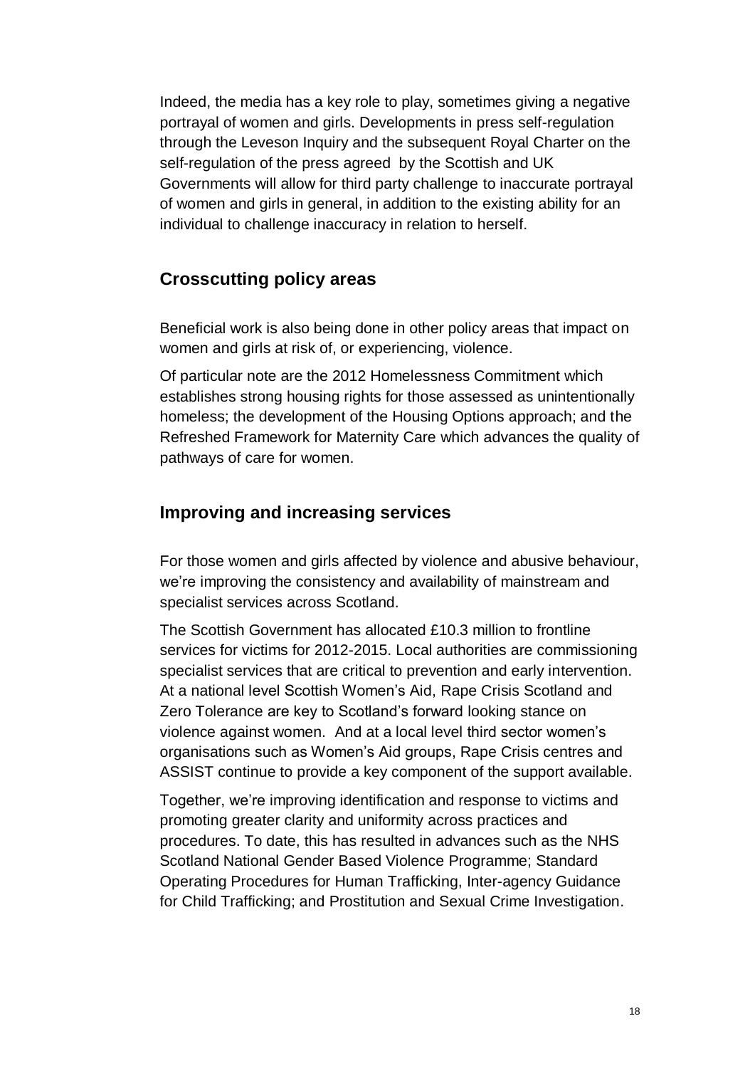Indeed, the media has a key role to play, sometimes giving a negative portrayal of women and girls. Developments in press self-regulation through the Leveson Inquiry and the subsequent Royal Charter on the self-regulation of the press agreed by the Scottish and UK Governments will allow for third party challenge to inaccurate portrayal of women and girls in general, in addition to the existing ability for an individual to challenge inaccuracy in relation to herself.

## Crosscutting policy areas

Beneficial work is also being done in other policy areas that impact on women and girls at risk of, or experiencing, violence.

Of particular note are the 2012 Homelessness Commitment which establishes strong housing rights for those assessed as unintentionally homeless; the development of the Housing Options approach; and the Refreshed Framework for Maternity Care which advances the quality of pathways of care for women.

## Improving and increasing services

For those women and girls affected by violence and abusive behaviour, we're improving the consistency and availability of mainstream and specialist services across Scotland.

The Scottish Government has allocated £10.3 million to frontline services for victims for 2012-2015. Local authorities are commissioning specialist services that are critical to prevention and early intervention. At a national level Scottish Women's Aid, Rape Crisis Scotland and Zero Tolerance are key to Scotland's forward looking stance on violence against women. And at a local level third sector women's organisations such as Women's Aid groups, Rape Crisis centres and ASSIST continue to provide a key component of the support available.

Together, we're improving identification and response to victims and promoting greater clarity and uniformity across practices and procedures. To date, this has resulted in advances such as the NHS Scotland National Gender Based Violence Programme; Standard Operating Procedures for Human Trafficking, Inter-agency Guidance for Child Trafficking; and Prostitution and Sexual Crime Investigation.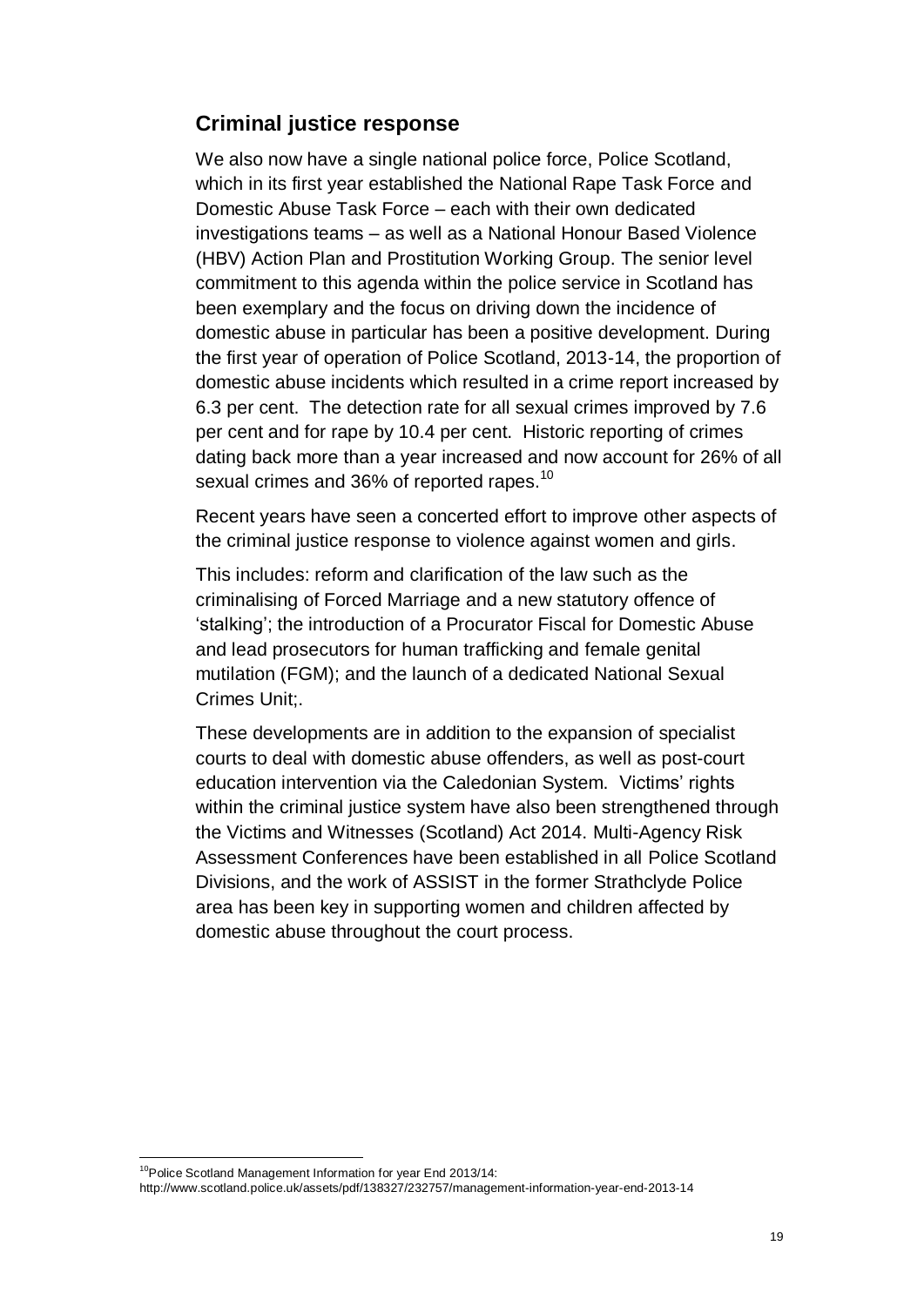## Criminal justice response

We also now have a single national police force, Police Scotland, which in its first year established the National Rape Task Force and Domestic Abuse Task Force – each with their own dedicated investigations teams – as well as a National Honour Based Violence (HBV) Action Plan and Prostitution Working Group. The senior level commitment to this agenda within the police service in Scotland has been exemplary and the focus on driving down the incidence of domestic abuse in particular has been a positive development. During the first year of operation of Police Scotland, 2013-14, the proportion of domestic abuse incidents which resulted in a crime report increased by 6.3 per cent. The detection rate for all sexual crimes improved by 7.6 per cent and for rape by 10.4 per cent. Historic reporting of crimes dating back more than a year increased and now account for 26% of all sexual crimes and 36% of reported rapes.[10]

Recent years have seen a concerted effort to improve other aspects of the criminal justice response to violence against women and girls.

This includes: reform and clarification of the law such as the criminalising of Forced Marriage and a new statutory offence of 'stalking'; the introduction of a Procurator Fiscal for Domestic Abuse and lead prosecutors for human trafficking and female genital mutilation (FGM); and the launch of a dedicated National Sexual Crimes Unit;.

These developments are in addition to the expansion of specialist courts to deal with domestic abuse offenders, as well as post-court education intervention via the Caledonian System. Victims' rights within the criminal justice system have also been strengthened through the Victims and Witnesses (Scotland) Act 2014. Multi-Agency Risk Assessment Conferences have been established in all Police Scotland Divisions, and the work of ASSIST in the former Strathclyde Police area has been key in supporting women and children affected by domestic abuse throughout the court process.

---

[10] Police Scotland Management Information for year End 2013/14: http://www.scotland.police.uk/assets/pdf/138327/232757/management-information-year-end-2013-14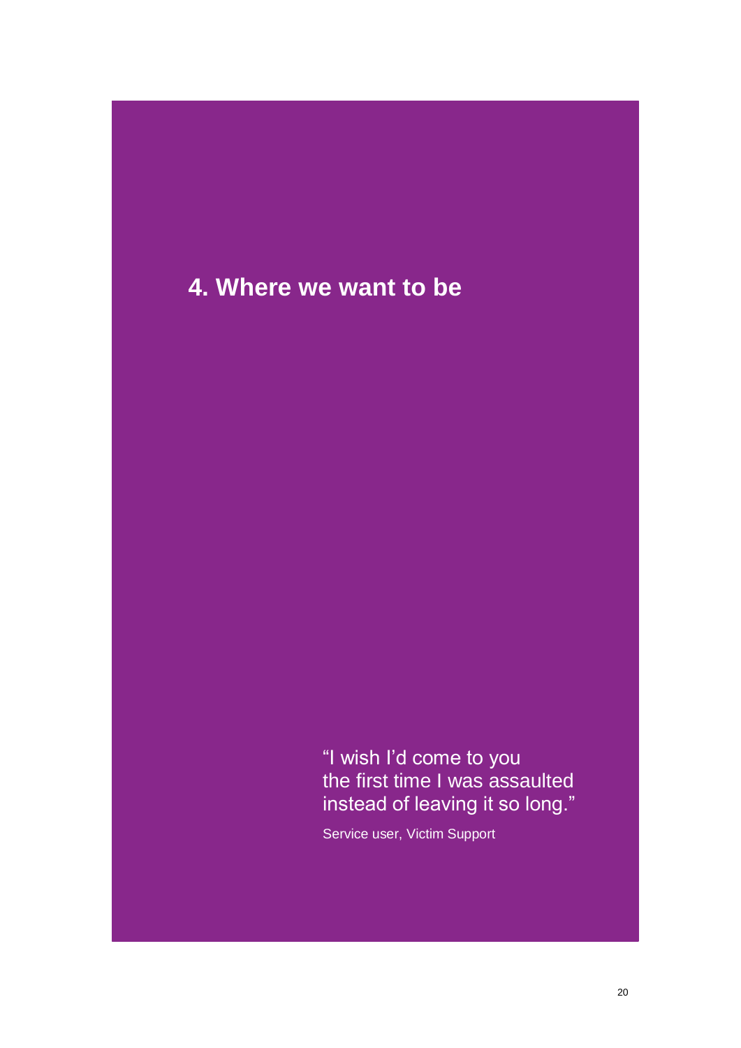# 4. Where we want to be

> "I wish I'd come to you the first time I was assaulted instead of leaving it so long."
>
> Service user, Victim Support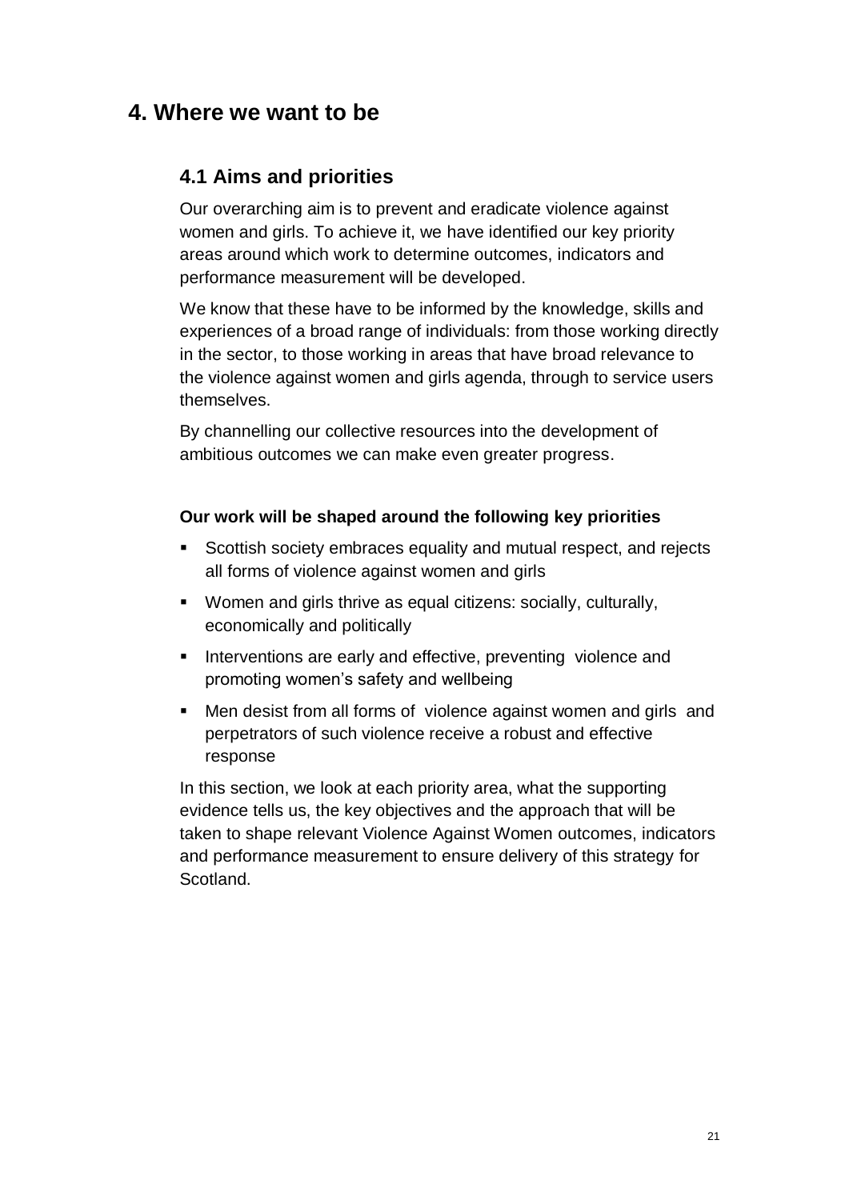# 4. Where we want to be

## 4.1 Aims and priorities

Our overarching aim is to prevent and eradicate violence against women and girls. To achieve it, we have identified our key priority areas around which work to determine outcomes, indicators and performance measurement will be developed.

We know that these have to be informed by the knowledge, skills and experiences of a broad range of individuals: from those working directly in the sector, to those working in areas that have broad relevance to the violence against women and girls agenda, through to service users themselves.

By channelling our collective resources into the development of ambitious outcomes we can make even greater progress.

**Our work will be shaped around the following key priorities**

- Scottish society embraces equality and mutual respect, and rejects all forms of violence against women and girls
- Women and girls thrive as equal citizens: socially, culturally, economically and politically
- Interventions are early and effective, preventing violence and promoting women's safety and wellbeing
- Men desist from all forms of violence against women and girls and perpetrators of such violence receive a robust and effective response

In this section, we look at each priority area, what the supporting evidence tells us, the key objectives and the approach that will be taken to shape relevant Violence Against Women outcomes, indicators and performance measurement to ensure delivery of this strategy for Scotland.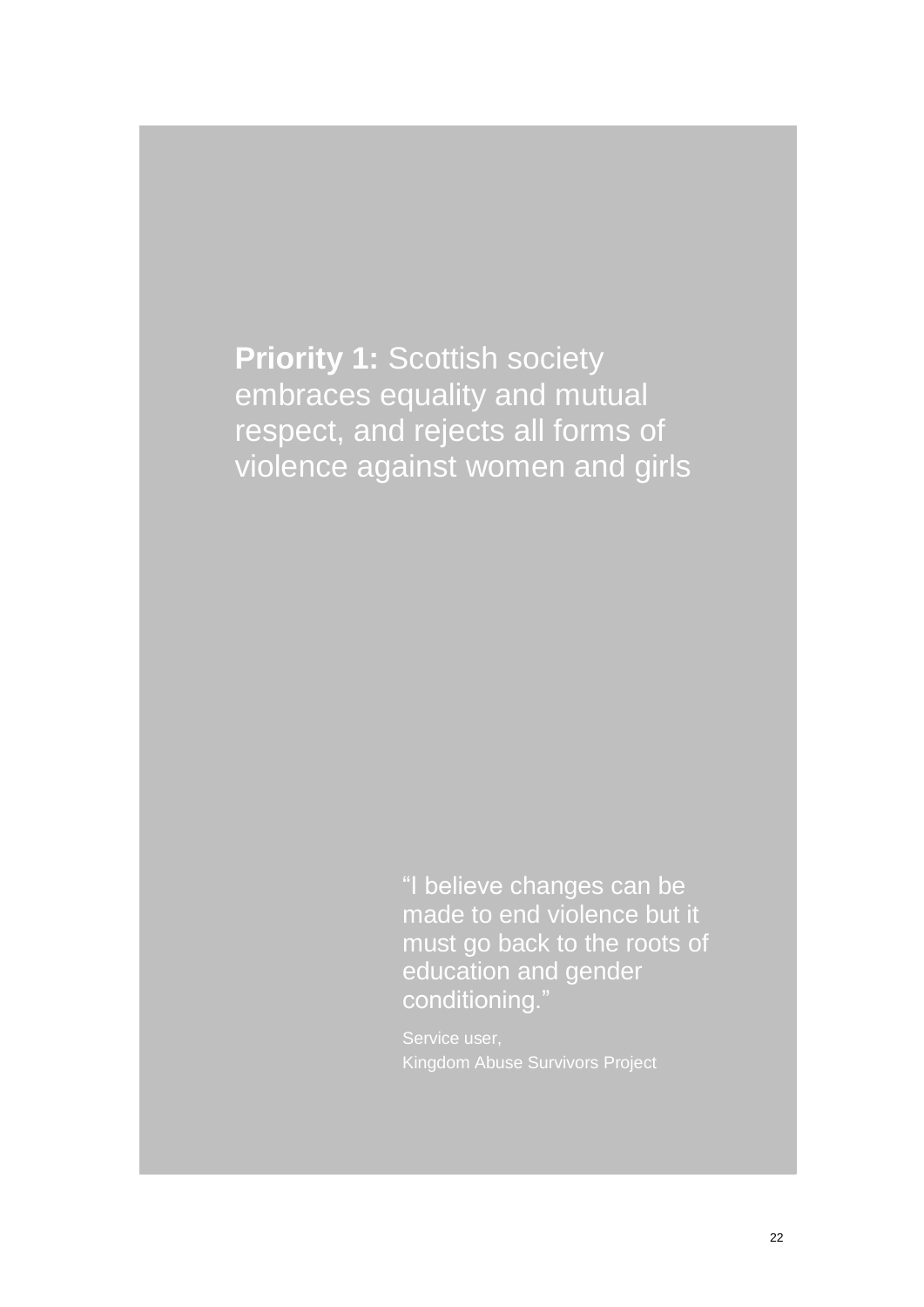# **Priority 1:** Scottish society embraces equality and mutual respect, and rejects all forms of violence against women and girls

> "I believe changes can be made to end violence but it must go back to the roots of education and gender conditioning."
>
> Service user,
> Kingdom Abuse Survivors Project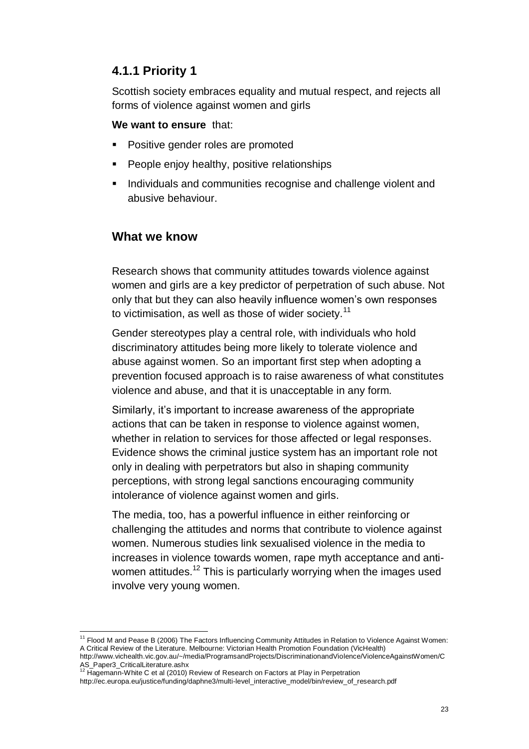### 4.1.1 Priority 1

Scottish society embraces equality and mutual respect, and rejects all forms of violence against women and girls

**We want to ensure** that:

- Positive gender roles are promoted
- People enjoy healthy, positive relationships
- Individuals and communities recognise and challenge violent and abusive behaviour.

## What we know

Research shows that community attitudes towards violence against women and girls are a key predictor of perpetration of such abuse. Not only that but they can also heavily influence women's own responses to victimisation, as well as those of wider society.[11]

Gender stereotypes play a central role, with individuals who hold discriminatory attitudes being more likely to tolerate violence and abuse against women. So an important first step when adopting a prevention focused approach is to raise awareness of what constitutes violence and abuse, and that it is unacceptable in any form.

Similarly, it's important to increase awareness of the appropriate actions that can be taken in response to violence against women, whether in relation to services for those affected or legal responses. Evidence shows the criminal justice system has an important role not only in dealing with perpetrators but also in shaping community perceptions, with strong legal sanctions encouraging community intolerance of violence against women and girls.

The media, too, has a powerful influence in either reinforcing or challenging the attitudes and norms that contribute to violence against women. Numerous studies link sexualised violence in the media to increases in violence towards women, rape myth acceptance and anti-women attitudes.[12] This is particularly worrying when the images used involve very young women.

---

[11] Flood M and Pease B (2006) The Factors Influencing Community Attitudes in Relation to Violence Against Women: A Critical Review of the Literature. Melbourne: Victorian Health Promotion Foundation (VicHealth) http://www.vichealth.vic.gov.au/~/media/ProgramsandProjects/DiscriminationandViolence/ViolenceAgainstWomen/CAS_Paper3_CriticalLiterature.ashx

[12] Hagemann-White C et al (2010) Review of Research on Factors at Play in Perpetration http://ec.europa.eu/justice/funding/daphne3/multi-level_interactive_model/bin/review_of_research.pdf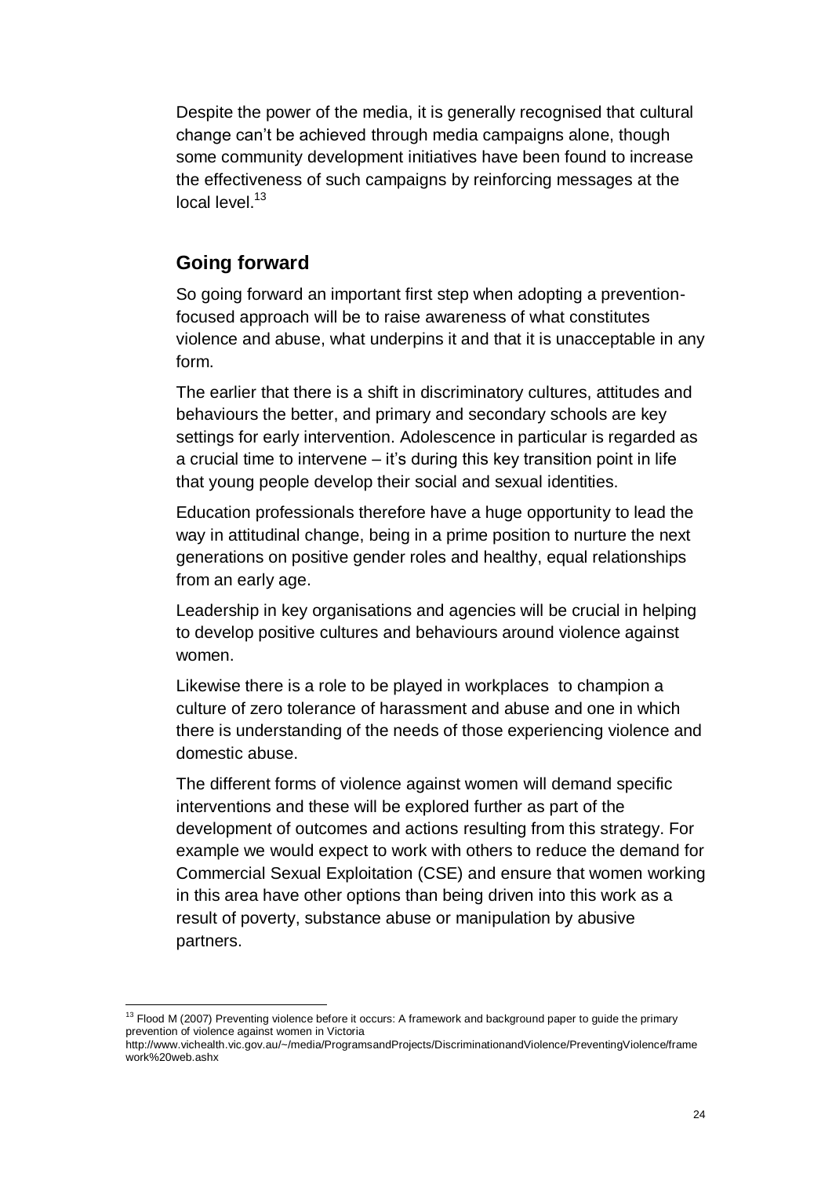Despite the power of the media, it is generally recognised that cultural change can't be achieved through media campaigns alone, though some community development initiatives have been found to increase the effectiveness of such campaigns by reinforcing messages at the local level.[13]

## Going forward

So going forward an important first step when adopting a prevention-focused approach will be to raise awareness of what constitutes violence and abuse, what underpins it and that it is unacceptable in any form.

The earlier that there is a shift in discriminatory cultures, attitudes and behaviours the better, and primary and secondary schools are key settings for early intervention. Adolescence in particular is regarded as a crucial time to intervene – it's during this key transition point in life that young people develop their social and sexual identities.

Education professionals therefore have a huge opportunity to lead the way in attitudinal change, being in a prime position to nurture the next generations on positive gender roles and healthy, equal relationships from an early age.

Leadership in key organisations and agencies will be crucial in helping to develop positive cultures and behaviours around violence against women.

Likewise there is a role to be played in workplaces to champion a culture of zero tolerance of harassment and abuse and one in which there is understanding of the needs of those experiencing violence and domestic abuse.

The different forms of violence against women will demand specific interventions and these will be explored further as part of the development of outcomes and actions resulting from this strategy. For example we would expect to work with others to reduce the demand for Commercial Sexual Exploitation (CSE) and ensure that women working in this area have other options than being driven into this work as a result of poverty, substance abuse or manipulation by abusive partners.

---

[13] Flood M (2007) Preventing violence before it occurs: A framework and background paper to guide the primary prevention of violence against women in Victoria http://www.vichealth.vic.gov.au/~/media/ProgramsandProjects/DiscriminationandViolence/PreventingViolence/framework%20web.ashx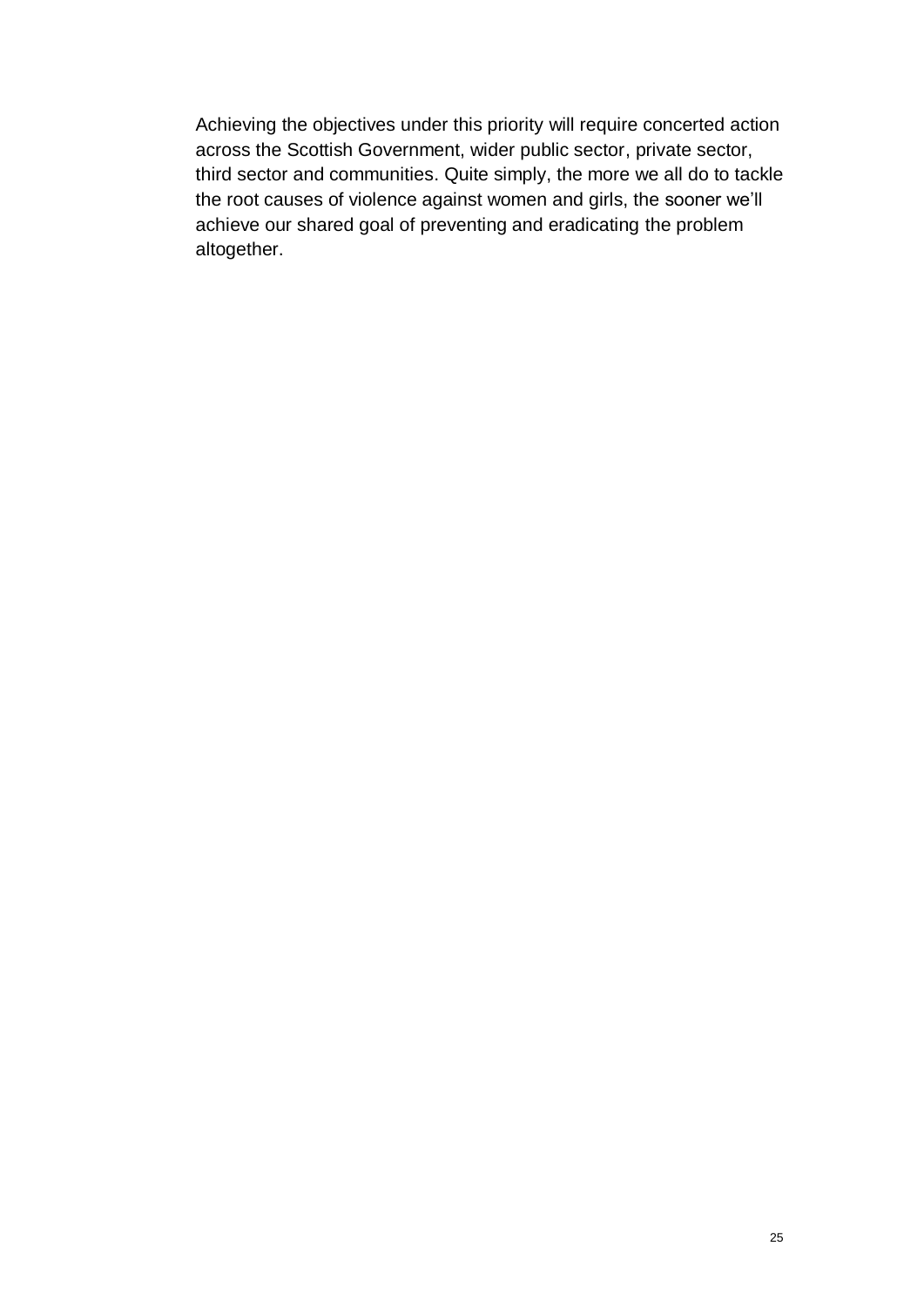Achieving the objectives under this priority will require concerted action across the Scottish Government, wider public sector, private sector, third sector and communities. Quite simply, the more we all do to tackle the root causes of violence against women and girls, the sooner we'll achieve our shared goal of preventing and eradicating the problem altogether.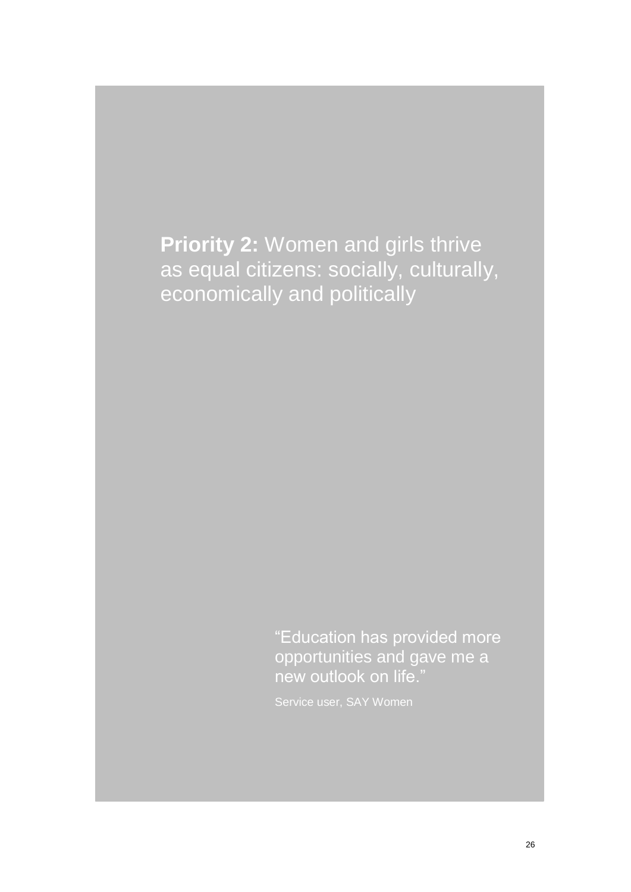# **Priority 2:** Women and girls thrive as equal citizens: socially, culturally, economically and politically

> "Education has provided more opportunities and gave me a new outlook on life."
>
> Service user, SAY Women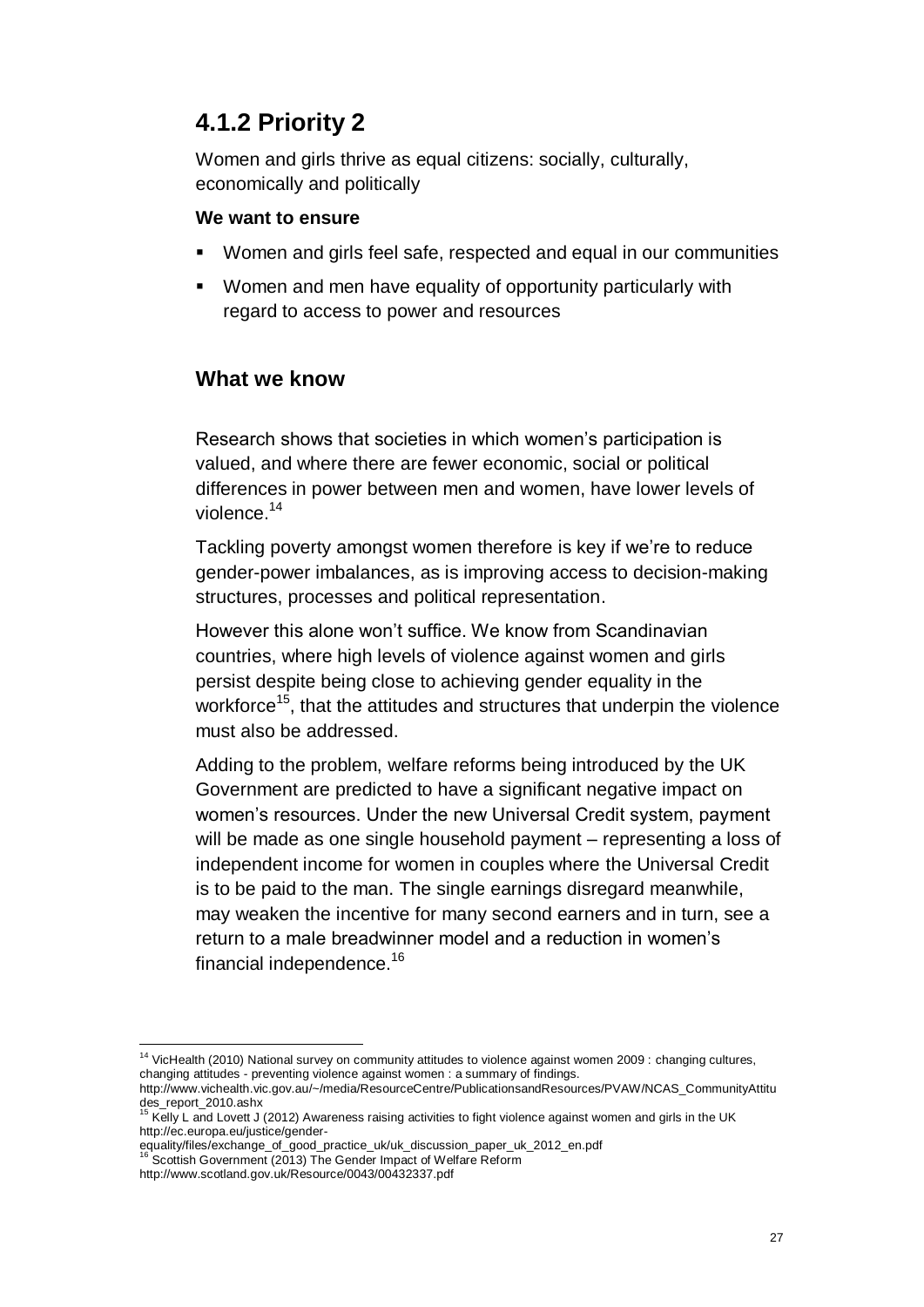## 4.1.2 Priority 2

Women and girls thrive as equal citizens: socially, culturally, economically and politically

**We want to ensure**

- Women and girls feel safe, respected and equal in our communities
- Women and men have equality of opportunity particularly with regard to access to power and resources

### What we know

Research shows that societies in which women's participation is valued, and where there are fewer economic, social or political differences in power between men and women, have lower levels of violence.[14]

Tackling poverty amongst women therefore is key if we're to reduce gender-power imbalances, as is improving access to decision-making structures, processes and political representation.

However this alone won't suffice. We know from Scandinavian countries, where high levels of violence against women and girls persist despite being close to achieving gender equality in the workforce[15], that the attitudes and structures that underpin the violence must also be addressed.

Adding to the problem, welfare reforms being introduced by the UK Government are predicted to have a significant negative impact on women's resources. Under the new Universal Credit system, payment will be made as one single household payment – representing a loss of independent income for women in couples where the Universal Credit is to be paid to the man. The single earnings disregard meanwhile, may weaken the incentive for many second earners and in turn, see a return to a male breadwinner model and a reduction in women's financial independence.[16]

---

[14] VicHealth (2010) National survey on community attitudes to violence against women 2009 : changing cultures, changing attitudes - preventing violence against women : a summary of findings. http://www.vichealth.vic.gov.au/~/media/ResourceCentre/PublicationsandResources/PVAW/NCAS_CommunityAttitudes_report_2010.ashx

[15] Kelly L and Lovett J (2012) Awareness raising activities to fight violence against women and girls in the UK http://ec.europa.eu/justice/gender-equality/files/exchange_of_good_practice_uk/uk_discussion_paper_uk_2012_en.pdf

[16] Scottish Government (2013) The Gender Impact of Welfare Reform http://www.scotland.gov.uk/Resource/0043/00432337.pdf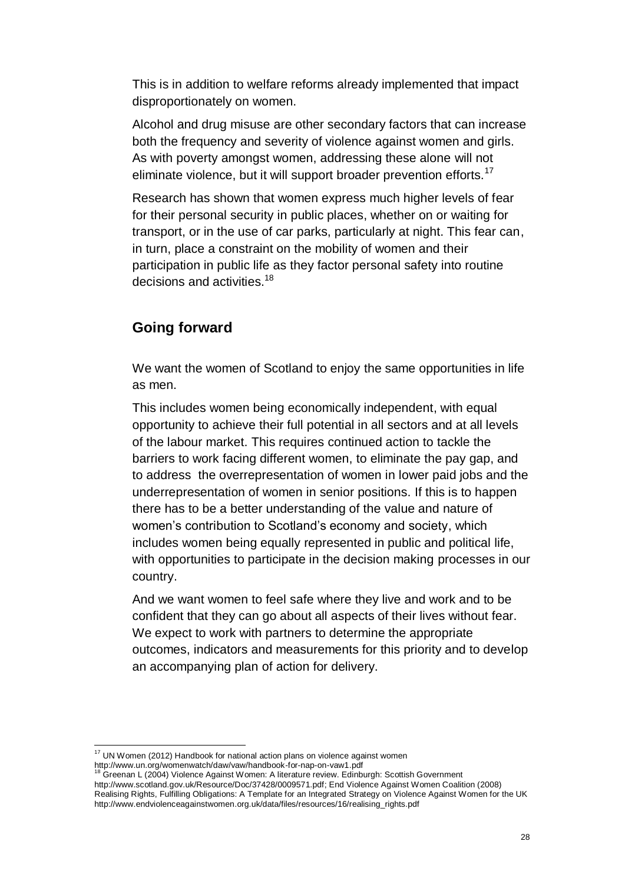This is in addition to welfare reforms already implemented that impact disproportionately on women.

Alcohol and drug misuse are other secondary factors that can increase both the frequency and severity of violence against women and girls. As with poverty amongst women, addressing these alone will not eliminate violence, but it will support broader prevention efforts.[17]

Research has shown that women express much higher levels of fear for their personal security in public places, whether on or waiting for transport, or in the use of car parks, particularly at night. This fear can, in turn, place a constraint on the mobility of women and their participation in public life as they factor personal safety into routine decisions and activities.[18]

## Going forward

We want the women of Scotland to enjoy the same opportunities in life as men.

This includes women being economically independent, with equal opportunity to achieve their full potential in all sectors and at all levels of the labour market. This requires continued action to tackle the barriers to work facing different women, to eliminate the pay gap, and to address the overrepresentation of women in lower paid jobs and the underrepresentation of women in senior positions. If this is to happen there has to be a better understanding of the value and nature of women's contribution to Scotland's economy and society, which includes women being equally represented in public and political life, with opportunities to participate in the decision making processes in our country.

And we want women to feel safe where they live and work and to be confident that they can go about all aspects of their lives without fear. We expect to work with partners to determine the appropriate outcomes, indicators and measurements for this priority and to develop an accompanying plan of action for delivery.

---

[17] UN Women (2012) Handbook for national action plans on violence against women http://www.un.org/womenwatch/daw/vaw/handbook-for-nap-on-vaw1.pdf

[18] Greenan L (2004) Violence Against Women: A literature review. Edinburgh: Scottish Government http://www.scotland.gov.uk/Resource/Doc/37428/0009571.pdf; End Violence Against Women Coalition (2008) Realising Rights, Fulfilling Obligations: A Template for an Integrated Strategy on Violence Against Women for the UK http://www.endviolenceagainstwomen.org.uk/data/files/resources/16/realising_rights.pdf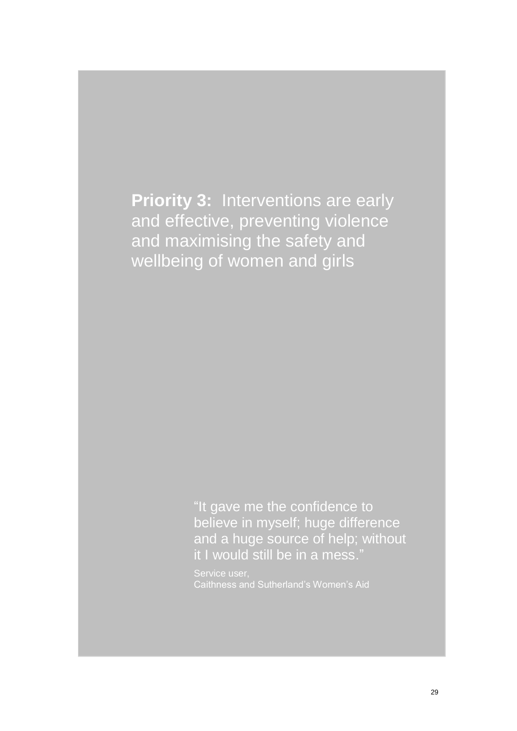# **Priority 3:** Interventions are early and effective, preventing violence and maximising the safety and wellbeing of women and girls

> "It gave me the confidence to believe in myself; huge difference and a huge source of help; without it I would still be in a mess."
>
> Service user,
> Caithness and Sutherland's Women's Aid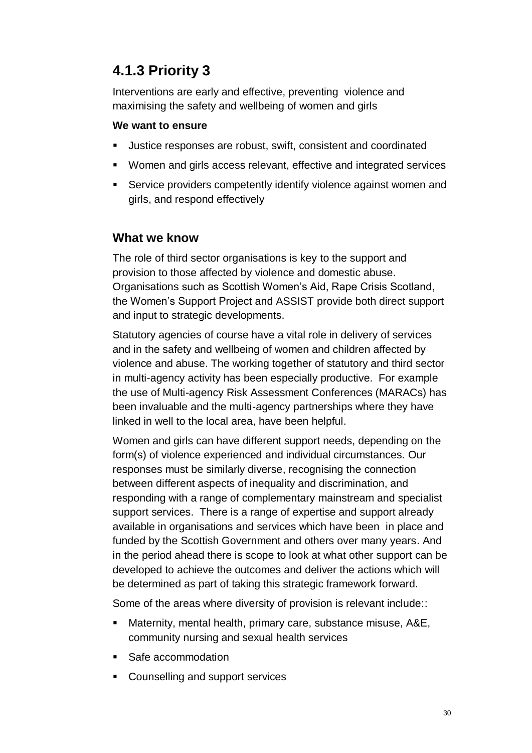## 4.1.3 Priority 3

Interventions are early and effective, preventing violence and maximising the safety and wellbeing of women and girls

**We want to ensure**

- Justice responses are robust, swift, consistent and coordinated
- Women and girls access relevant, effective and integrated services
- Service providers competently identify violence against women and girls, and respond effectively

### What we know

The role of third sector organisations is key to the support and provision to those affected by violence and domestic abuse. Organisations such as Scottish Women's Aid, Rape Crisis Scotland, the Women's Support Project and ASSIST provide both direct support and input to strategic developments.

Statutory agencies of course have a vital role in delivery of services and in the safety and wellbeing of women and children affected by violence and abuse. The working together of statutory and third sector in multi-agency activity has been especially productive. For example the use of Multi-agency Risk Assessment Conferences (MARACs) has been invaluable and the multi-agency partnerships where they have linked in well to the local area, have been helpful.

Women and girls can have different support needs, depending on the form(s) of violence experienced and individual circumstances. Our responses must be similarly diverse, recognising the connection between different aspects of inequality and discrimination, and responding with a range of complementary mainstream and specialist support services. There is a range of expertise and support already available in organisations and services which have been in place and funded by the Scottish Government and others over many years. And in the period ahead there is scope to look at what other support can be developed to achieve the outcomes and deliver the actions which will be determined as part of taking this strategic framework forward.

Some of the areas where diversity of provision is relevant include::

- Maternity, mental health, primary care, substance misuse, A&E, community nursing and sexual health services
- Safe accommodation
- Counselling and support services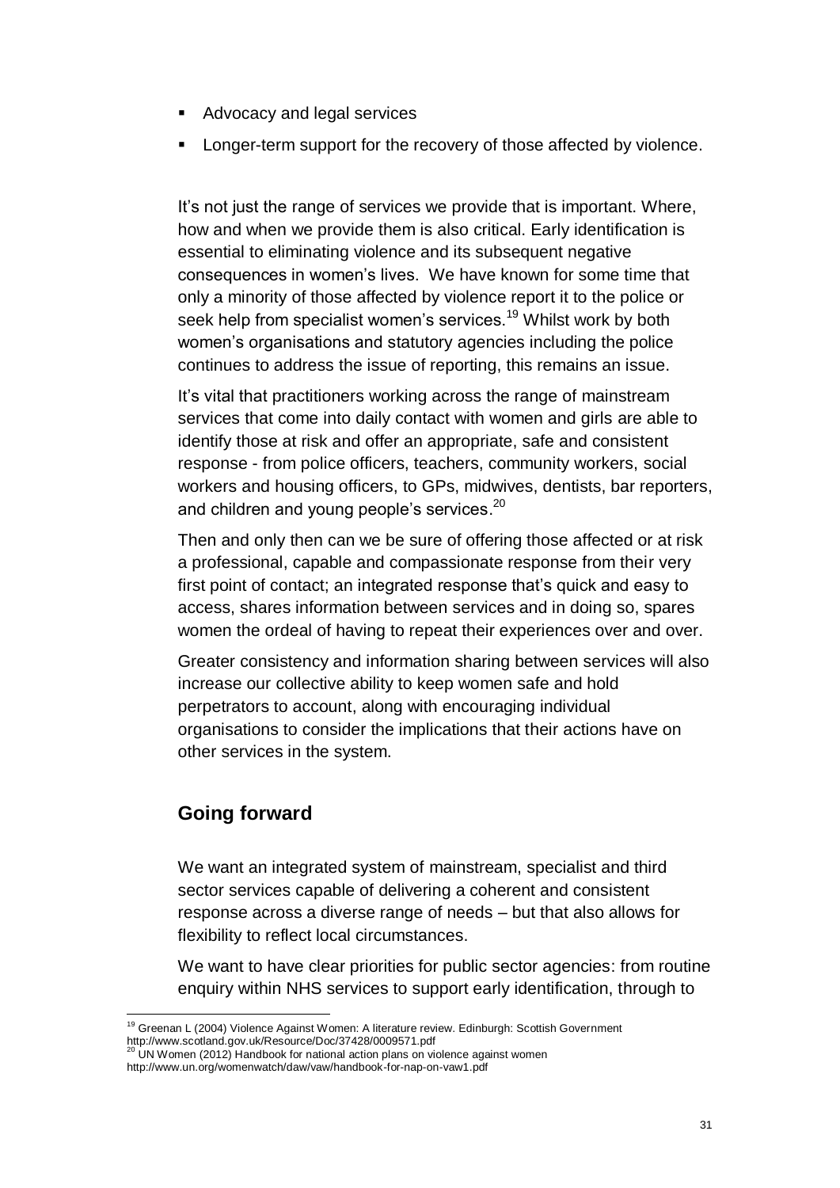- Advocacy and legal services
- Longer-term support for the recovery of those affected by violence.

It's not just the range of services we provide that is important. Where, how and when we provide them is also critical. Early identification is essential to eliminating violence and its subsequent negative consequences in women's lives. We have known for some time that only a minority of those affected by violence report it to the police or seek help from specialist women's services.[19] Whilst work by both women's organisations and statutory agencies including the police continues to address the issue of reporting, this remains an issue.

It's vital that practitioners working across the range of mainstream services that come into daily contact with women and girls are able to identify those at risk and offer an appropriate, safe and consistent response - from police officers, teachers, community workers, social workers and housing officers, to GPs, midwives, dentists, bar reporters, and children and young people's services.[20]

Then and only then can we be sure of offering those affected or at risk a professional, capable and compassionate response from their very first point of contact; an integrated response that's quick and easy to access, shares information between services and in doing so, spares women the ordeal of having to repeat their experiences over and over.

Greater consistency and information sharing between services will also increase our collective ability to keep women safe and hold perpetrators to account, along with encouraging individual organisations to consider the implications that their actions have on other services in the system.

## Going forward

We want an integrated system of mainstream, specialist and third sector services capable of delivering a coherent and consistent response across a diverse range of needs – but that also allows for flexibility to reflect local circumstances.

We want to have clear priorities for public sector agencies: from routine enquiry within NHS services to support early identification, through to

---

[19] Greenan L (2004) Violence Against Women: A literature review. Edinburgh: Scottish Government http://www.scotland.gov.uk/Resource/Doc/37428/0009571.pdf

[20] UN Women (2012) Handbook for national action plans on violence against women http://www.un.org/womenwatch/daw/vaw/handbook-for-nap-on-vaw1.pdf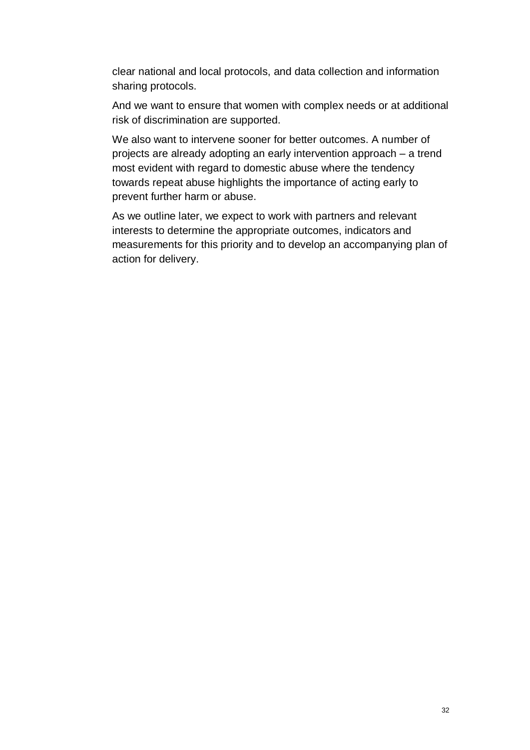clear national and local protocols, and data collection and information sharing protocols.

And we want to ensure that women with complex needs or at additional risk of discrimination are supported.

We also want to intervene sooner for better outcomes. A number of projects are already adopting an early intervention approach – a trend most evident with regard to domestic abuse where the tendency towards repeat abuse highlights the importance of acting early to prevent further harm or abuse.

As we outline later, we expect to work with partners and relevant interests to determine the appropriate outcomes, indicators and measurements for this priority and to develop an accompanying plan of action for delivery.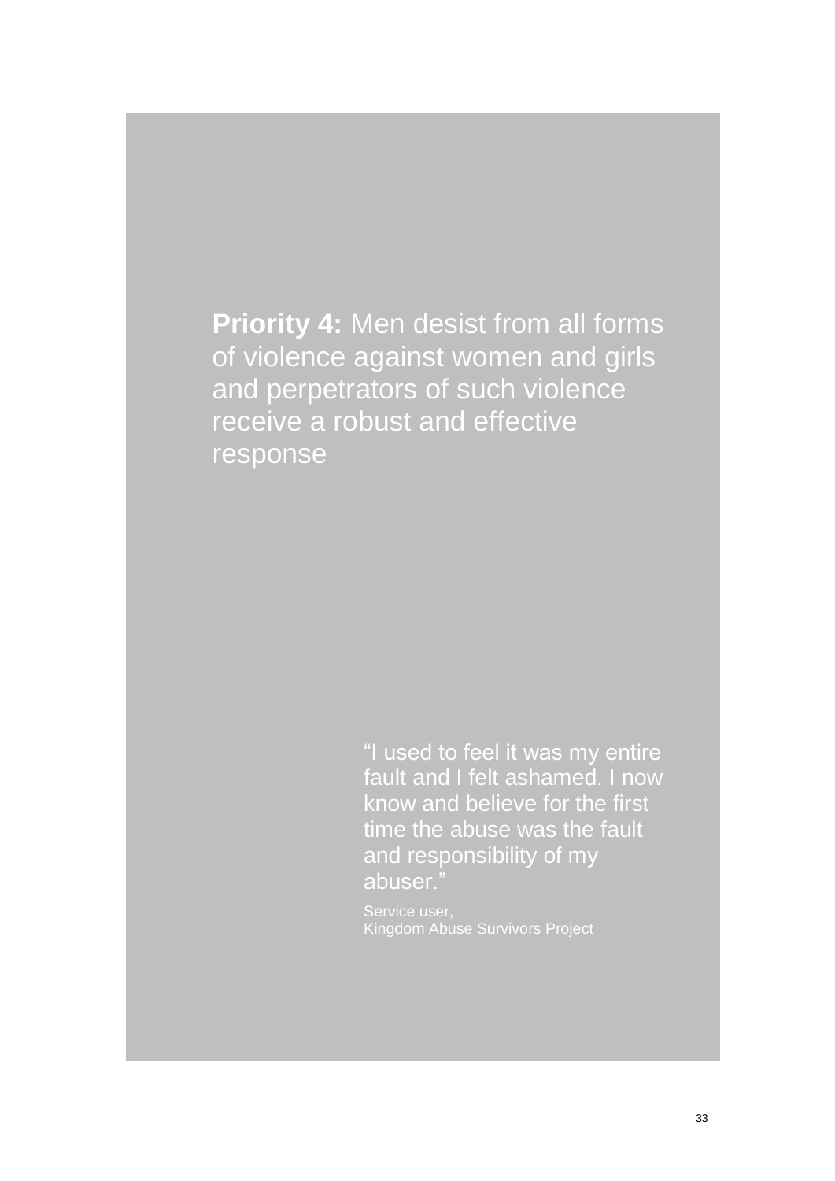## **Priority 4:** Men desist from all forms of violence against women and girls and perpetrators of such violence receive a robust and effective response

> "I used to feel it was my entire fault and I felt ashamed. I now know and believe for the first time the abuse was the fault and responsibility of my abuser."
>
> Service user,
> Kingdom Abuse Survivors Project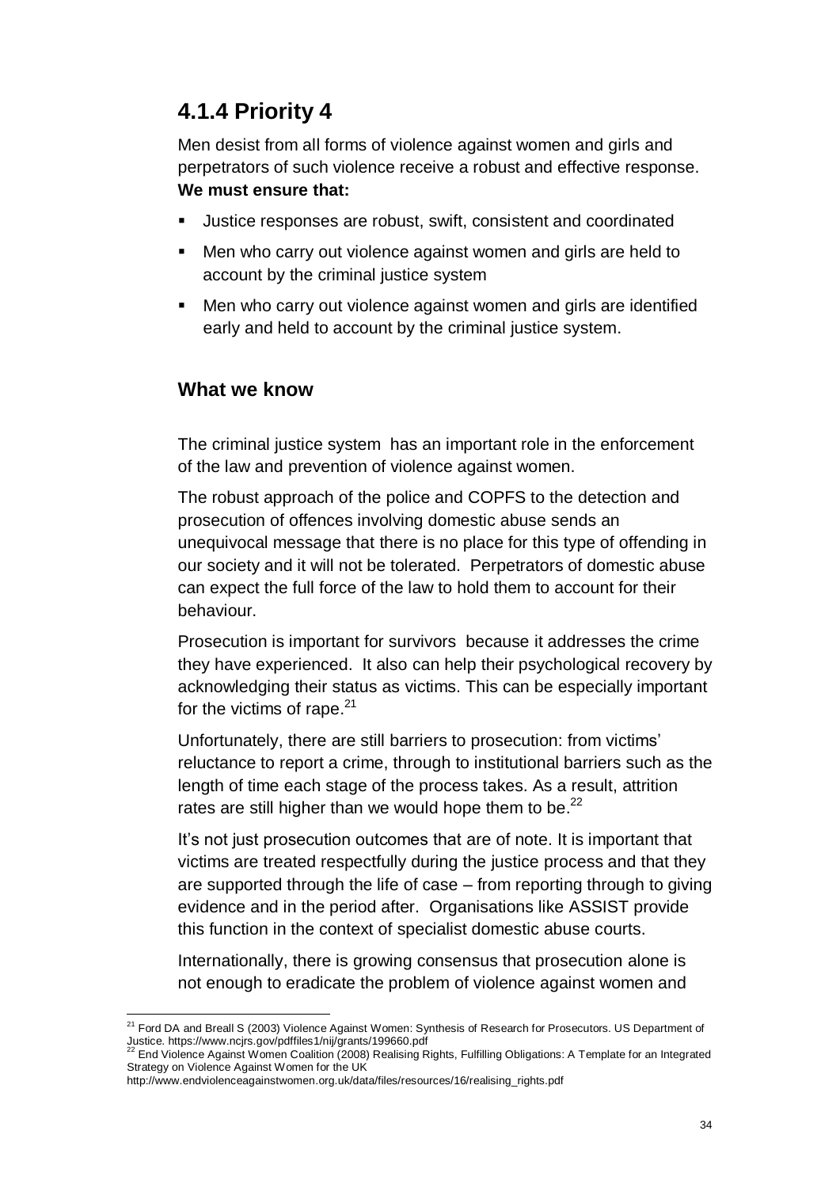## 4.1.4 Priority 4

Men desist from all forms of violence against women and girls and perpetrators of such violence receive a robust and effective response.
**We must ensure that:**

- Justice responses are robust, swift, consistent and coordinated
- Men who carry out violence against women and girls are held to account by the criminal justice system
- Men who carry out violence against women and girls are identified early and held to account by the criminal justice system.

### What we know

The criminal justice system has an important role in the enforcement of the law and prevention of violence against women.

The robust approach of the police and COPFS to the detection and prosecution of offences involving domestic abuse sends an unequivocal message that there is no place for this type of offending in our society and it will not be tolerated. Perpetrators of domestic abuse can expect the full force of the law to hold them to account for their behaviour.

Prosecution is important for survivors because it addresses the crime they have experienced. It also can help their psychological recovery by acknowledging their status as victims. This can be especially important for the victims of rape.[21]

Unfortunately, there are still barriers to prosecution: from victims' reluctance to report a crime, through to institutional barriers such as the length of time each stage of the process takes. As a result, attrition rates are still higher than we would hope them to be.[22]

It's not just prosecution outcomes that are of note. It is important that victims are treated respectfully during the justice process and that they are supported through the life of case – from reporting through to giving evidence and in the period after. Organisations like ASSIST provide this function in the context of specialist domestic abuse courts.

Internationally, there is growing consensus that prosecution alone is not enough to eradicate the problem of violence against women and

---

[21] Ford DA and Breall S (2003) Violence Against Women: Synthesis of Research for Prosecutors. US Department of Justice. https://www.ncjrs.gov/pdffiles1/nij/grants/199660.pdf

[22] End Violence Against Women Coalition (2008) Realising Rights, Fulfilling Obligations: A Template for an Integrated Strategy on Violence Against Women for the UK
http://www.endviolenceagainstwomen.org.uk/data/files/resources/16/realising_rights.pdf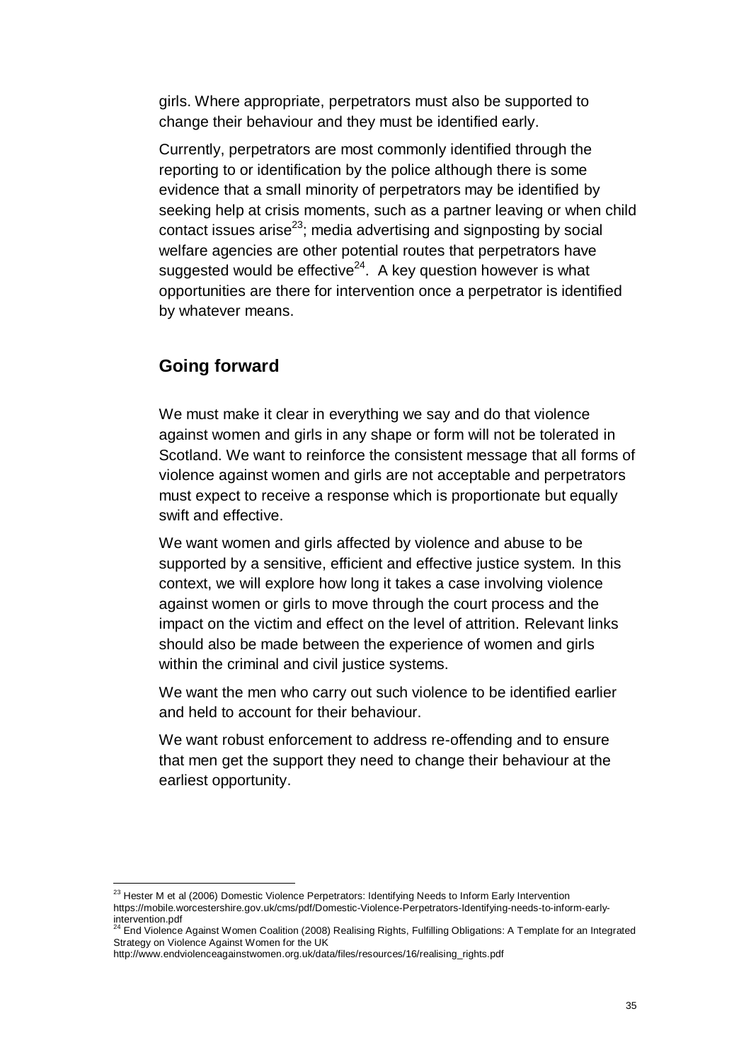girls. Where appropriate, perpetrators must also be supported to change their behaviour and they must be identified early.

Currently, perpetrators are most commonly identified through the reporting to or identification by the police although there is some evidence that a small minority of perpetrators may be identified by seeking help at crisis moments, such as a partner leaving or when child contact issues arise[23]; media advertising and signposting by social welfare agencies are other potential routes that perpetrators have suggested would be effective[24]. A key question however is what opportunities are there for intervention once a perpetrator is identified by whatever means.

## Going forward

We must make it clear in everything we say and do that violence against women and girls in any shape or form will not be tolerated in Scotland. We want to reinforce the consistent message that all forms of violence against women and girls are not acceptable and perpetrators must expect to receive a response which is proportionate but equally swift and effective.

We want women and girls affected by violence and abuse to be supported by a sensitive, efficient and effective justice system. In this context, we will explore how long it takes a case involving violence against women or girls to move through the court process and the impact on the victim and effect on the level of attrition. Relevant links should also be made between the experience of women and girls within the criminal and civil justice systems.

We want the men who carry out such violence to be identified earlier and held to account for their behaviour.

We want robust enforcement to address re-offending and to ensure that men get the support they need to change their behaviour at the earliest opportunity.

---

[23] Hester M et al (2006) Domestic Violence Perpetrators: Identifying Needs to Inform Early Intervention https://mobile.worcestershire.gov.uk/cms/pdf/Domestic-Violence-Perpetrators-Identifying-needs-to-inform-early-intervention.pdf

[24] End Violence Against Women Coalition (2008) Realising Rights, Fulfilling Obligations: A Template for an Integrated Strategy on Violence Against Women for the UK http://www.endviolenceagainstwomen.org.uk/data/files/resources/16/realising_rights.pdf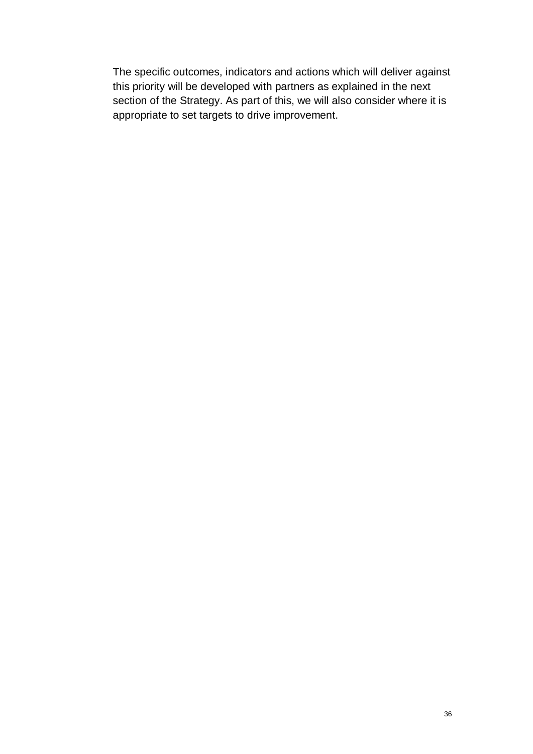The specific outcomes, indicators and actions which will deliver against this priority will be developed with partners as explained in the next section of the Strategy. As part of this, we will also consider where it is appropriate to set targets to drive improvement.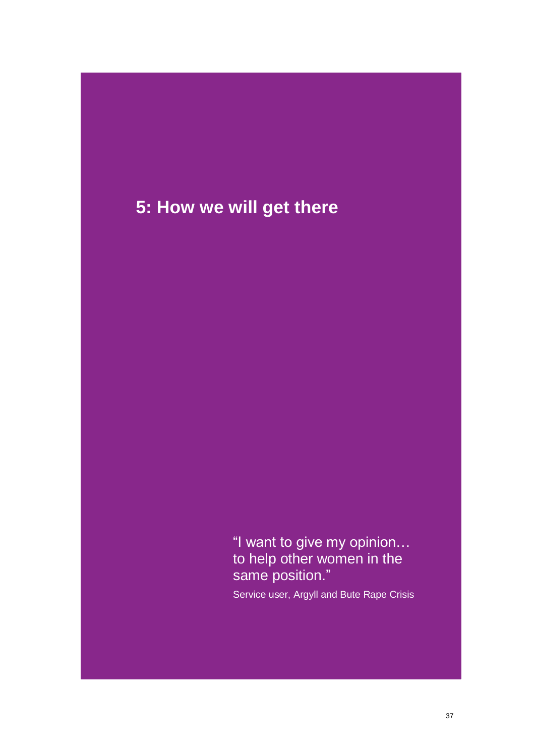# 5: How we will get there

> "I want to give my opinion… to help other women in the same position."
>
> Service user, Argyll and Bute Rape Crisis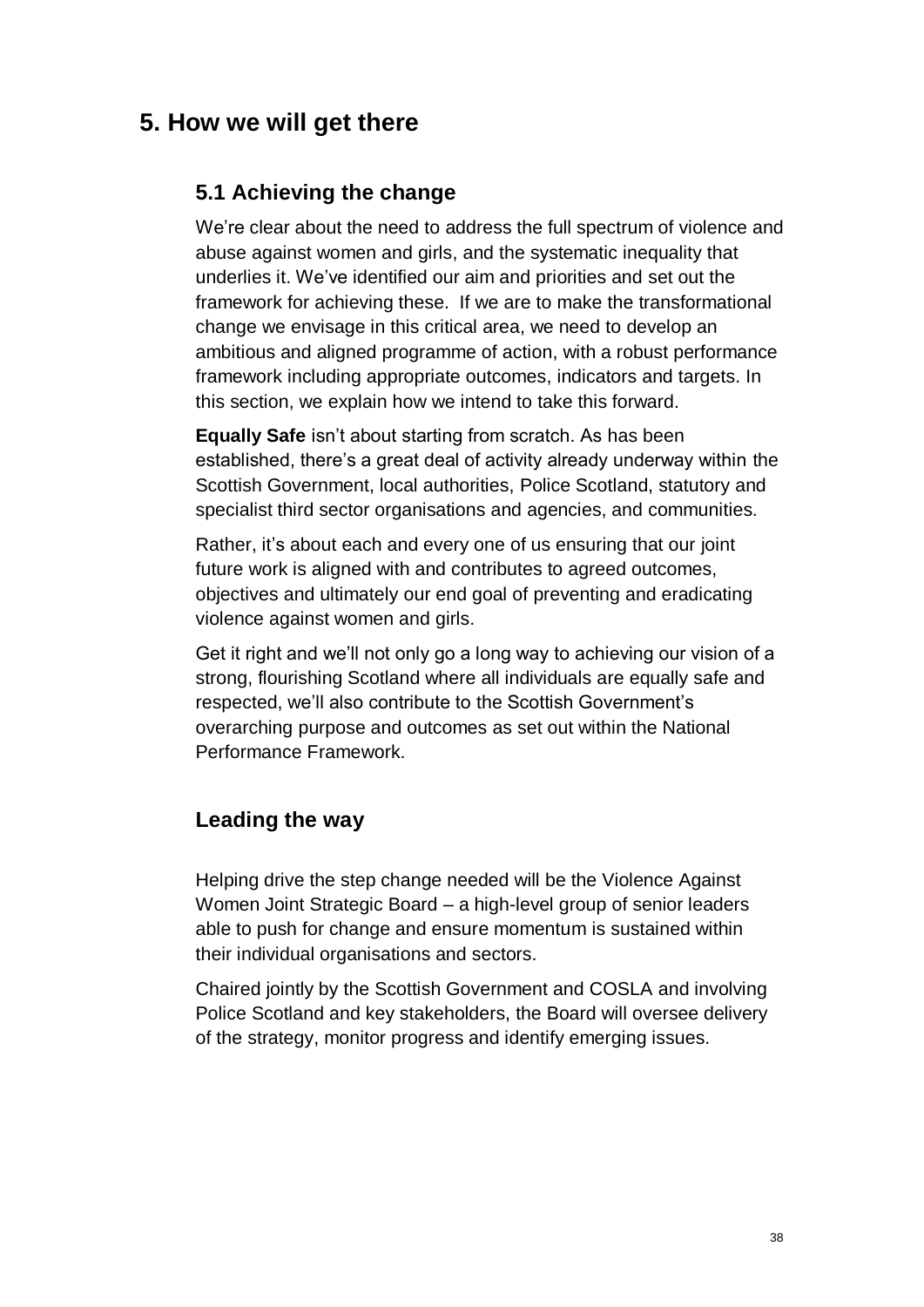## 5. How we will get there

### 5.1 Achieving the change

We're clear about the need to address the full spectrum of violence and abuse against women and girls, and the systematic inequality that underlies it. We've identified our aim and priorities and set out the framework for achieving these. If we are to make the transformational change we envisage in this critical area, we need to develop an ambitious and aligned programme of action, with a robust performance framework including appropriate outcomes, indicators and targets. In this section, we explain how we intend to take this forward.

**Equally Safe** isn't about starting from scratch. As has been established, there's a great deal of activity already underway within the Scottish Government, local authorities, Police Scotland, statutory and specialist third sector organisations and agencies, and communities.

Rather, it's about each and every one of us ensuring that our joint future work is aligned with and contributes to agreed outcomes, objectives and ultimately our end goal of preventing and eradicating violence against women and girls.

Get it right and we'll not only go a long way to achieving our vision of a strong, flourishing Scotland where all individuals are equally safe and respected, we'll also contribute to the Scottish Government's overarching purpose and outcomes as set out within the National Performance Framework.

### Leading the way

Helping drive the step change needed will be the Violence Against Women Joint Strategic Board – a high-level group of senior leaders able to push for change and ensure momentum is sustained within their individual organisations and sectors.

Chaired jointly by the Scottish Government and COSLA and involving Police Scotland and key stakeholders, the Board will oversee delivery of the strategy, monitor progress and identify emerging issues.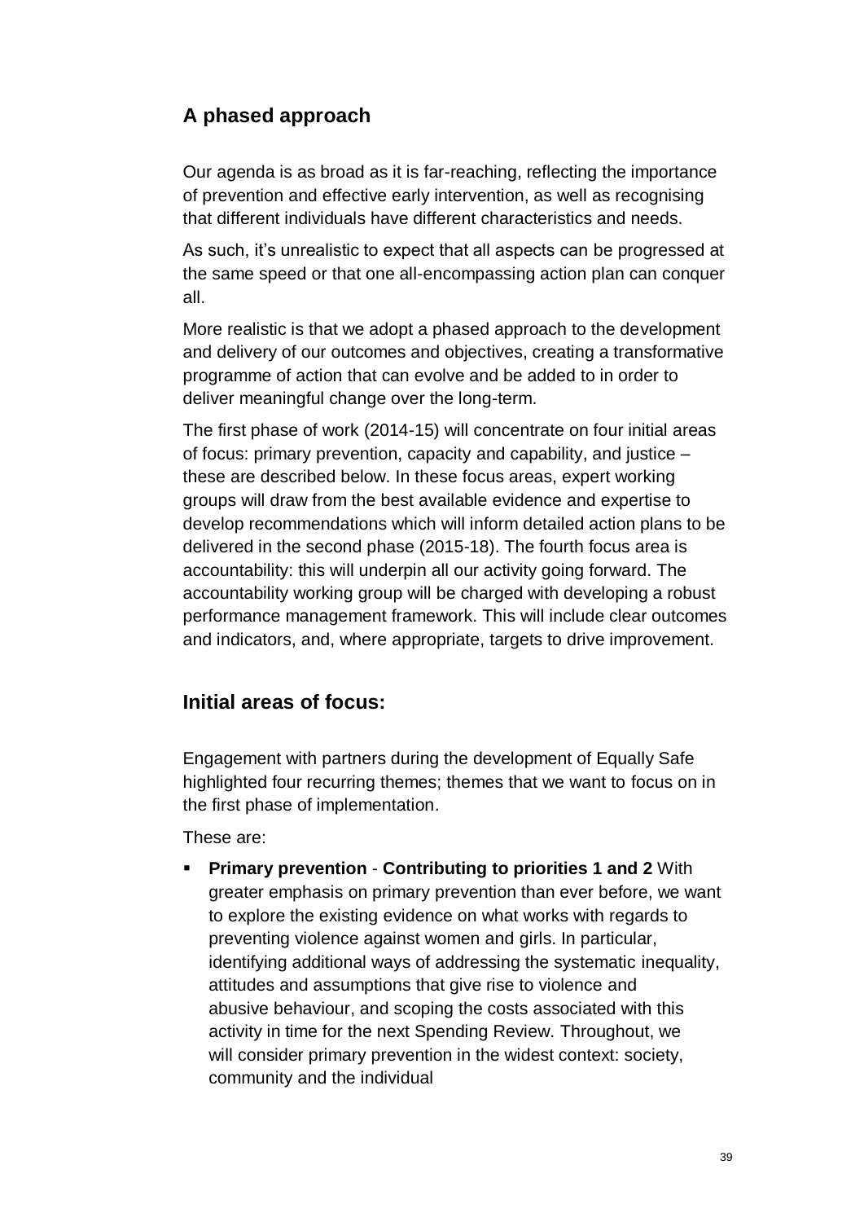## A phased approach

Our agenda is as broad as it is far-reaching, reflecting the importance of prevention and effective early intervention, as well as recognising that different individuals have different characteristics and needs.

As such, it's unrealistic to expect that all aspects can be progressed at the same speed or that one all-encompassing action plan can conquer all.

More realistic is that we adopt a phased approach to the development and delivery of our outcomes and objectives, creating a transformative programme of action that can evolve and be added to in order to deliver meaningful change over the long-term.

The first phase of work (2014-15) will concentrate on four initial areas of focus: primary prevention, capacity and capability, and justice – these are described below. In these focus areas, expert working groups will draw from the best available evidence and expertise to develop recommendations which will inform detailed action plans to be delivered in the second phase (2015-18). The fourth focus area is accountability: this will underpin all our activity going forward. The accountability working group will be charged with developing a robust performance management framework. This will include clear outcomes and indicators, and, where appropriate, targets to drive improvement.

## Initial areas of focus:

Engagement with partners during the development of Equally Safe highlighted four recurring themes; themes that we want to focus on in the first phase of implementation.

These are:

- **Primary prevention** - **Contributing to priorities 1 and 2** With greater emphasis on primary prevention than ever before, we want to explore the existing evidence on what works with regards to preventing violence against women and girls. In particular, identifying additional ways of addressing the systematic inequality, attitudes and assumptions that give rise to violence and abusive behaviour, and scoping the costs associated with this activity in time for the next Spending Review. Throughout, we will consider primary prevention in the widest context: society, community and the individual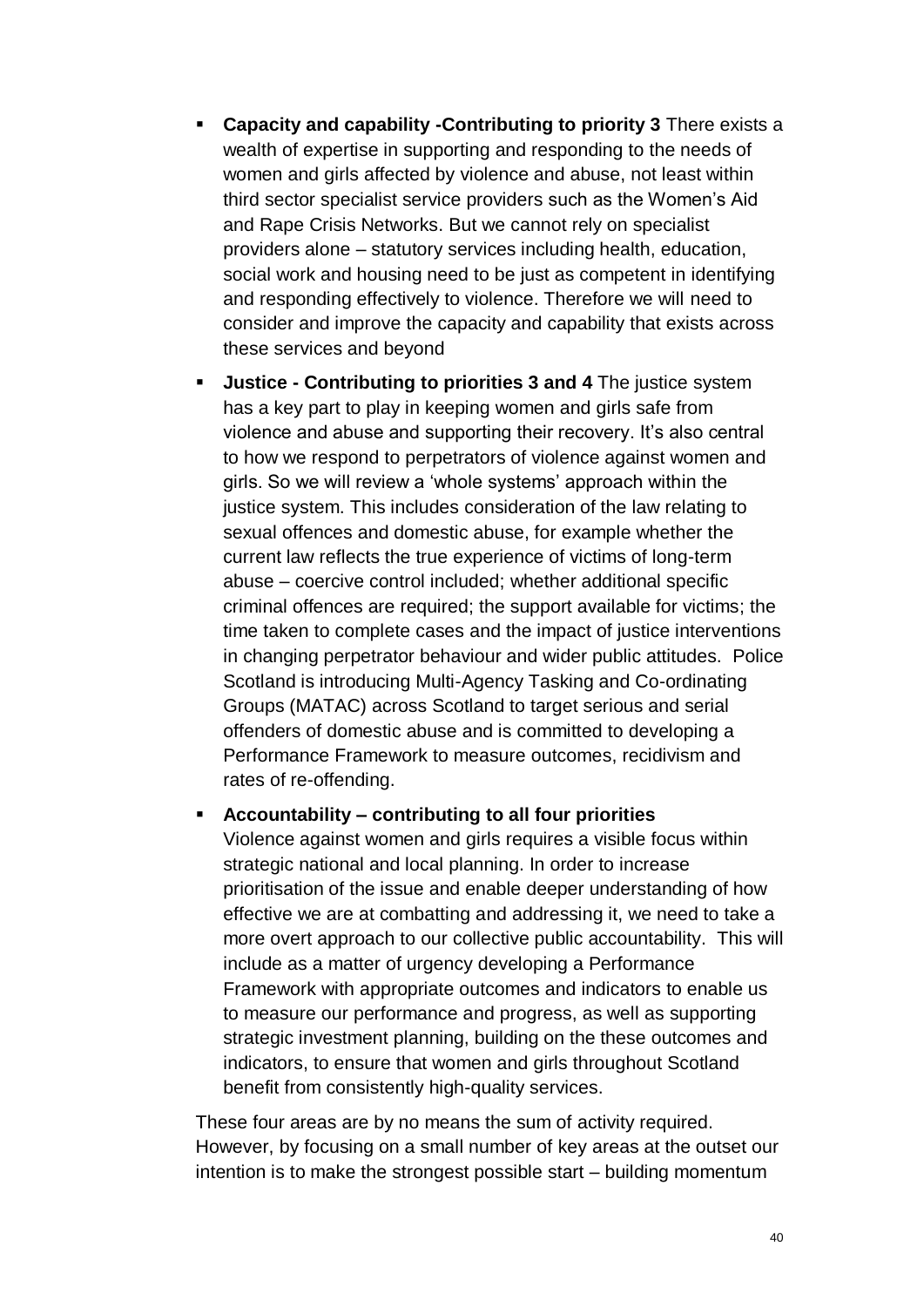- **Capacity and capability -Contributing to priority 3** There exists a wealth of expertise in supporting and responding to the needs of women and girls affected by violence and abuse, not least within third sector specialist service providers such as the Women's Aid and Rape Crisis Networks. But we cannot rely on specialist providers alone – statutory services including health, education, social work and housing need to be just as competent in identifying and responding effectively to violence. Therefore we will need to consider and improve the capacity and capability that exists across these services and beyond

- **Justice - Contributing to priorities 3 and 4** The justice system has a key part to play in keeping women and girls safe from violence and abuse and supporting their recovery. It's also central to how we respond to perpetrators of violence against women and girls. So we will review a 'whole systems' approach within the justice system. This includes consideration of the law relating to sexual offences and domestic abuse, for example whether the current law reflects the true experience of victims of long-term abuse – coercive control included; whether additional specific criminal offences are required; the support available for victims; the time taken to complete cases and the impact of justice interventions in changing perpetrator behaviour and wider public attitudes. Police Scotland is introducing Multi-Agency Tasking and Co-ordinating Groups (MATAC) across Scotland to target serious and serial offenders of domestic abuse and is committed to developing a Performance Framework to measure outcomes, recidivism and rates of re-offending.

- **Accountability – contributing to all four priorities**
Violence against women and girls requires a visible focus within strategic national and local planning. In order to increase prioritisation of the issue and enable deeper understanding of how effective we are at combatting and addressing it, we need to take a more overt approach to our collective public accountability. This will include as a matter of urgency developing a Performance Framework with appropriate outcomes and indicators to enable us to measure our performance and progress, as well as supporting strategic investment planning, building on the these outcomes and indicators, to ensure that women and girls throughout Scotland benefit from consistently high-quality services.

These four areas are by no means the sum of activity required. However, by focusing on a small number of key areas at the outset our intention is to make the strongest possible start – building momentum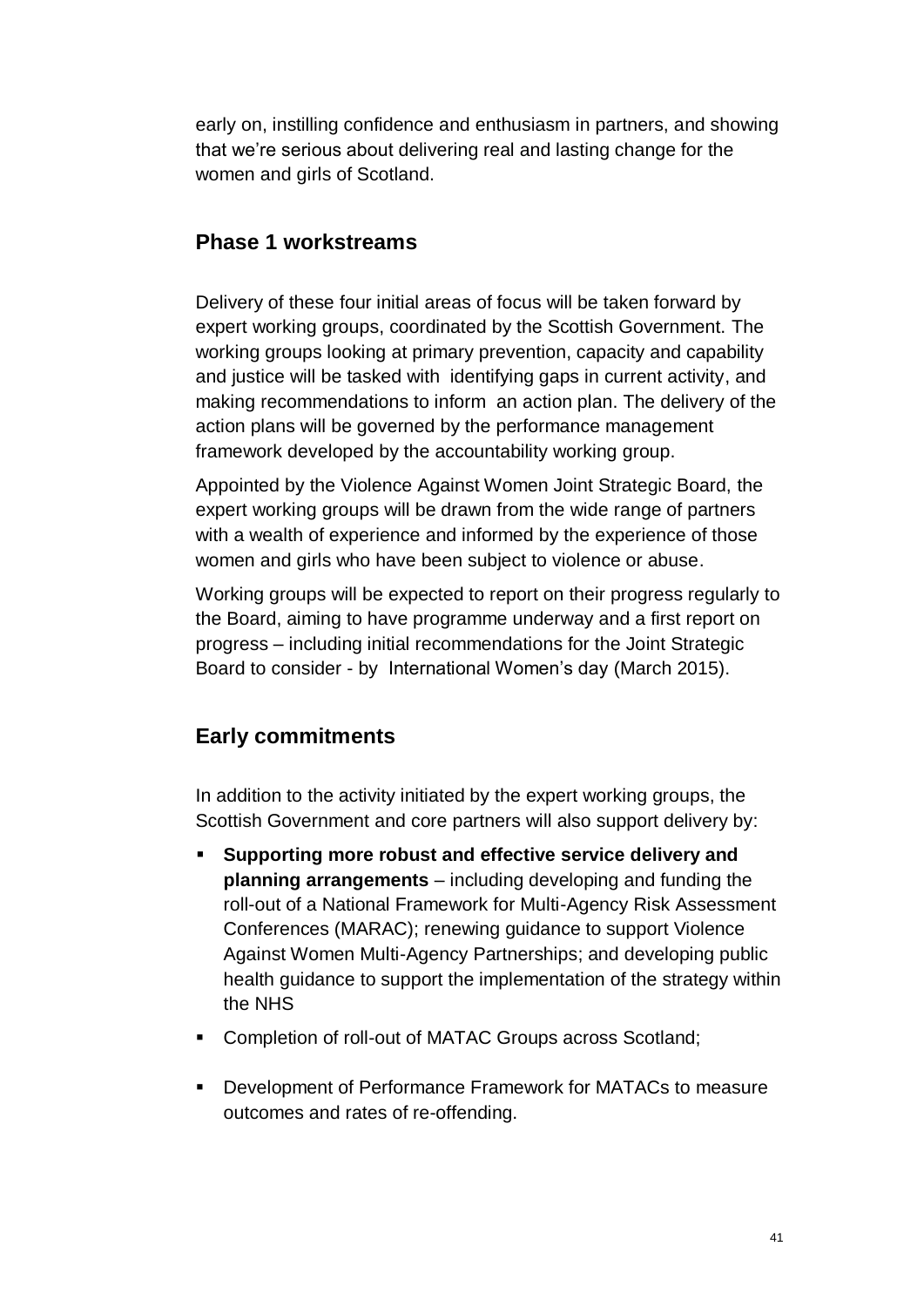early on, instilling confidence and enthusiasm in partners, and showing that we're serious about delivering real and lasting change for the women and girls of Scotland.

## Phase 1 workstreams

Delivery of these four initial areas of focus will be taken forward by expert working groups, coordinated by the Scottish Government. The working groups looking at primary prevention, capacity and capability and justice will be tasked with identifying gaps in current activity, and making recommendations to inform an action plan. The delivery of the action plans will be governed by the performance management framework developed by the accountability working group.

Appointed by the Violence Against Women Joint Strategic Board, the expert working groups will be drawn from the wide range of partners with a wealth of experience and informed by the experience of those women and girls who have been subject to violence or abuse.

Working groups will be expected to report on their progress regularly to the Board, aiming to have programme underway and a first report on progress – including initial recommendations for the Joint Strategic Board to consider - by International Women's day (March 2015).

## Early commitments

In addition to the activity initiated by the expert working groups, the Scottish Government and core partners will also support delivery by:

- **Supporting more robust and effective service delivery and planning arrangements** – including developing and funding the roll-out of a National Framework for Multi-Agency Risk Assessment Conferences (MARAC); renewing guidance to support Violence Against Women Multi-Agency Partnerships; and developing public health guidance to support the implementation of the strategy within the NHS
- Completion of roll-out of MATAC Groups across Scotland;
- Development of Performance Framework for MATACs to measure outcomes and rates of re-offending.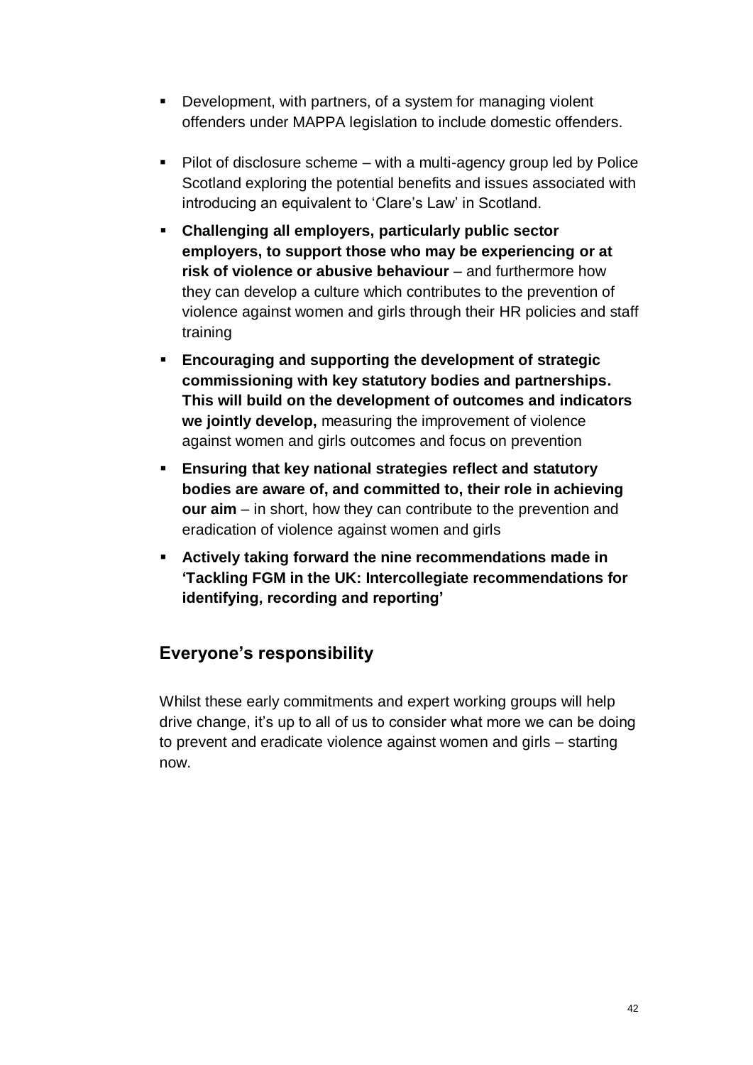- Development, with partners, of a system for managing violent offenders under MAPPA legislation to include domestic offenders.
- Pilot of disclosure scheme – with a multi-agency group led by Police Scotland exploring the potential benefits and issues associated with introducing an equivalent to 'Clare's Law' in Scotland.
- **Challenging all employers, particularly public sector employers, to support those who may be experiencing or at risk of violence or abusive behaviour** – and furthermore how they can develop a culture which contributes to the prevention of violence against women and girls through their HR policies and staff training
- **Encouraging and supporting the development of strategic commissioning with key statutory bodies and partnerships. This will build on the development of outcomes and indicators we jointly develop,** measuring the improvement of violence against women and girls outcomes and focus on prevention
- **Ensuring that key national strategies reflect and statutory bodies are aware of, and committed to, their role in achieving our aim** – in short, how they can contribute to the prevention and eradication of violence against women and girls
- **Actively taking forward the nine recommendations made in 'Tackling FGM in the UK: Intercollegiate recommendations for identifying, recording and reporting'**

## Everyone's responsibility

Whilst these early commitments and expert working groups will help drive change, it's up to all of us to consider what more we can be doing to prevent and eradicate violence against women and girls – starting now.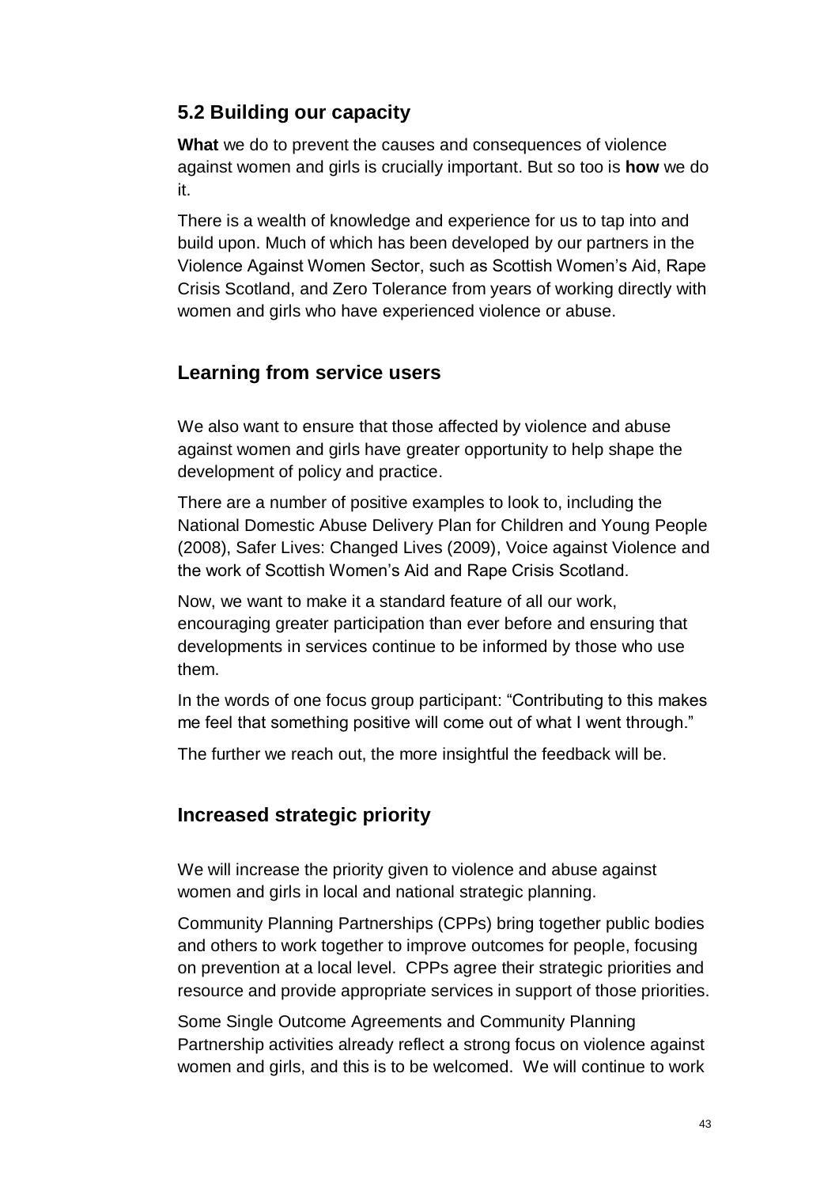## 5.2 Building our capacity

**What** we do to prevent the causes and consequences of violence against women and girls is crucially important. But so too is **how** we do it.

There is a wealth of knowledge and experience for us to tap into and build upon. Much of which has been developed by our partners in the Violence Against Women Sector, such as Scottish Women's Aid, Rape Crisis Scotland, and Zero Tolerance from years of working directly with women and girls who have experienced violence or abuse.

### Learning from service users

We also want to ensure that those affected by violence and abuse against women and girls have greater opportunity to help shape the development of policy and practice.

There are a number of positive examples to look to, including the National Domestic Abuse Delivery Plan for Children and Young People (2008), Safer Lives: Changed Lives (2009), Voice against Violence and the work of Scottish Women's Aid and Rape Crisis Scotland.

Now, we want to make it a standard feature of all our work, encouraging greater participation than ever before and ensuring that developments in services continue to be informed by those who use them.

In the words of one focus group participant: "Contributing to this makes me feel that something positive will come out of what I went through."

The further we reach out, the more insightful the feedback will be.

### Increased strategic priority

We will increase the priority given to violence and abuse against women and girls in local and national strategic planning.

Community Planning Partnerships (CPPs) bring together public bodies and others to work together to improve outcomes for people, focusing on prevention at a local level. CPPs agree their strategic priorities and resource and provide appropriate services in support of those priorities.

Some Single Outcome Agreements and Community Planning Partnership activities already reflect a strong focus on violence against women and girls, and this is to be welcomed. We will continue to work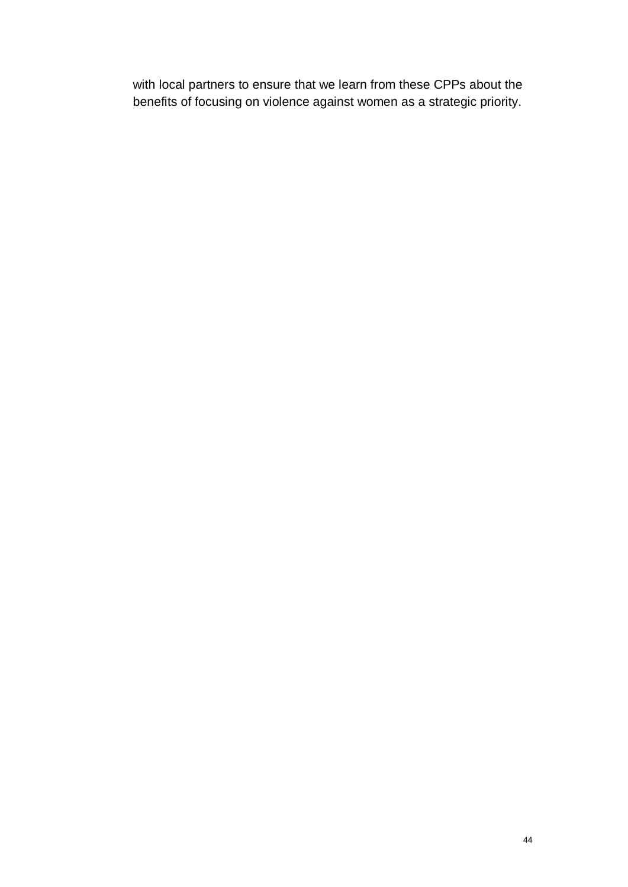with local partners to ensure that we learn from these CPPs about the benefits of focusing on violence against women as a strategic priority.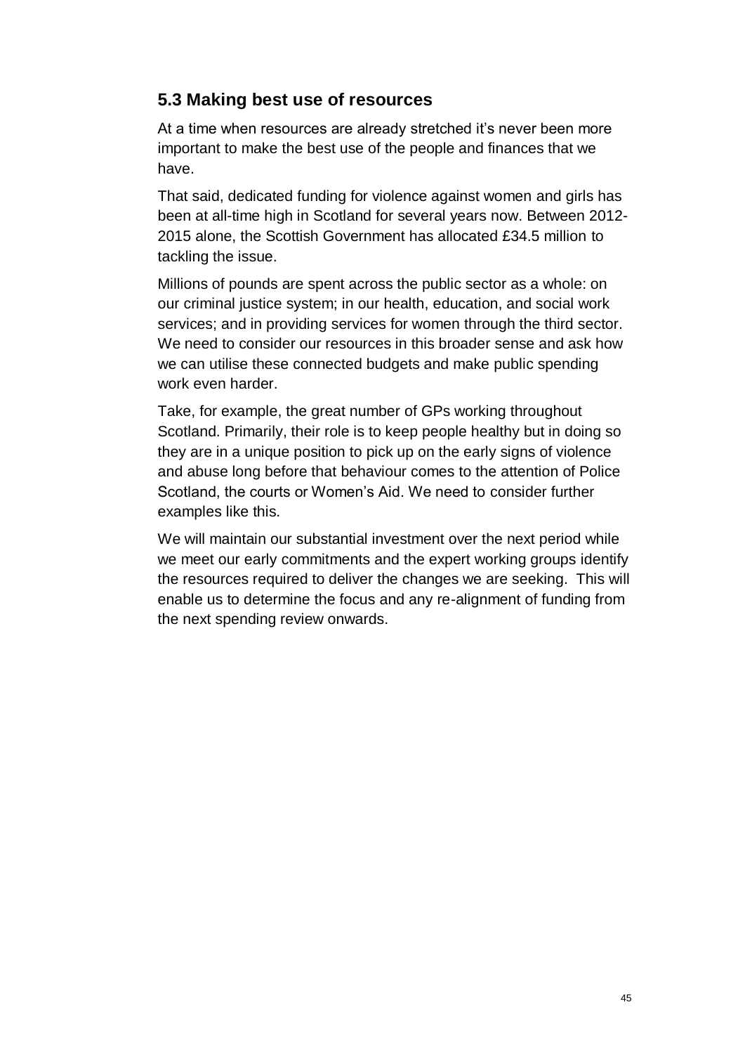## 5.3 Making best use of resources

At a time when resources are already stretched it's never been more important to make the best use of the people and finances that we have.

That said, dedicated funding for violence against women and girls has been at all-time high in Scotland for several years now. Between 2012-2015 alone, the Scottish Government has allocated £34.5 million to tackling the issue.

Millions of pounds are spent across the public sector as a whole: on our criminal justice system; in our health, education, and social work services; and in providing services for women through the third sector. We need to consider our resources in this broader sense and ask how we can utilise these connected budgets and make public spending work even harder.

Take, for example, the great number of GPs working throughout Scotland. Primarily, their role is to keep people healthy but in doing so they are in a unique position to pick up on the early signs of violence and abuse long before that behaviour comes to the attention of Police Scotland, the courts or Women's Aid. We need to consider further examples like this.

We will maintain our substantial investment over the next period while we meet our early commitments and the expert working groups identify the resources required to deliver the changes we are seeking. This will enable us to determine the focus and any re-alignment of funding from the next spending review onwards.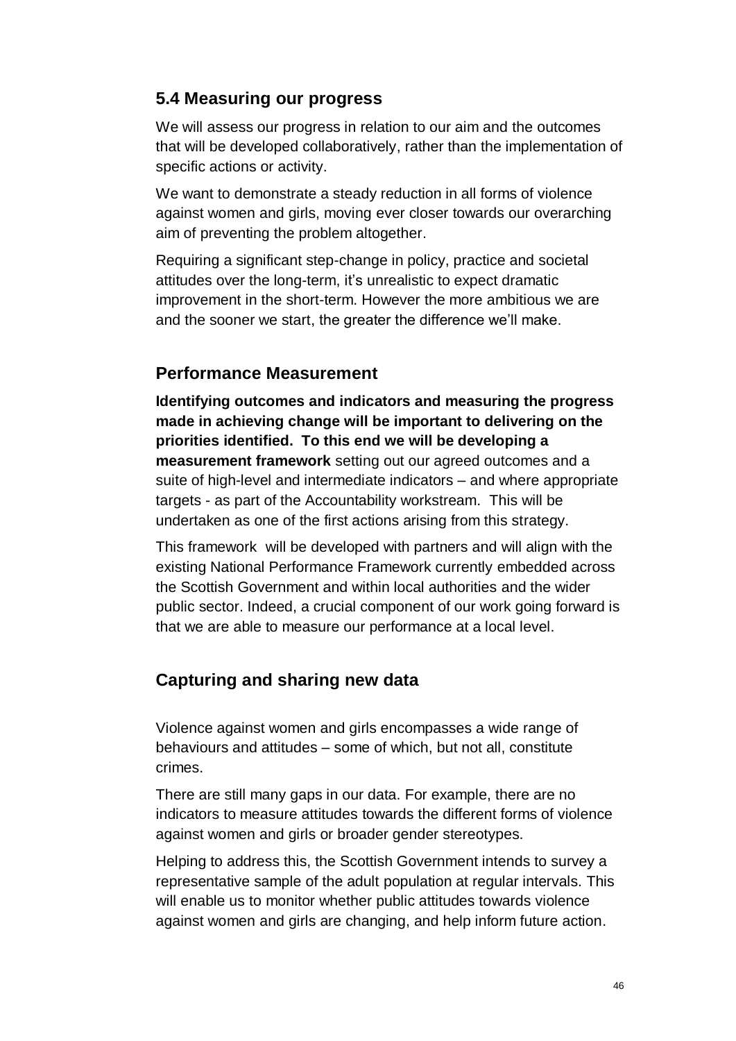## 5.4 Measuring our progress

We will assess our progress in relation to our aim and the outcomes that will be developed collaboratively, rather than the implementation of specific actions or activity.

We want to demonstrate a steady reduction in all forms of violence against women and girls, moving ever closer towards our overarching aim of preventing the problem altogether.

Requiring a significant step-change in policy, practice and societal attitudes over the long-term, it's unrealistic to expect dramatic improvement in the short-term. However the more ambitious we are and the sooner we start, the greater the difference we'll make.

## Performance Measurement

**Identifying outcomes and indicators and measuring the progress made in achieving change will be important to delivering on the priorities identified. To this end we will be developing a measurement framework** setting out our agreed outcomes and a suite of high-level and intermediate indicators – and where appropriate targets - as part of the Accountability workstream. This will be undertaken as one of the first actions arising from this strategy.

This framework will be developed with partners and will align with the existing National Performance Framework currently embedded across the Scottish Government and within local authorities and the wider public sector. Indeed, a crucial component of our work going forward is that we are able to measure our performance at a local level.

## Capturing and sharing new data

Violence against women and girls encompasses a wide range of behaviours and attitudes – some of which, but not all, constitute crimes.

There are still many gaps in our data. For example, there are no indicators to measure attitudes towards the different forms of violence against women and girls or broader gender stereotypes.

Helping to address this, the Scottish Government intends to survey a representative sample of the adult population at regular intervals. This will enable us to monitor whether public attitudes towards violence against women and girls are changing, and help inform future action.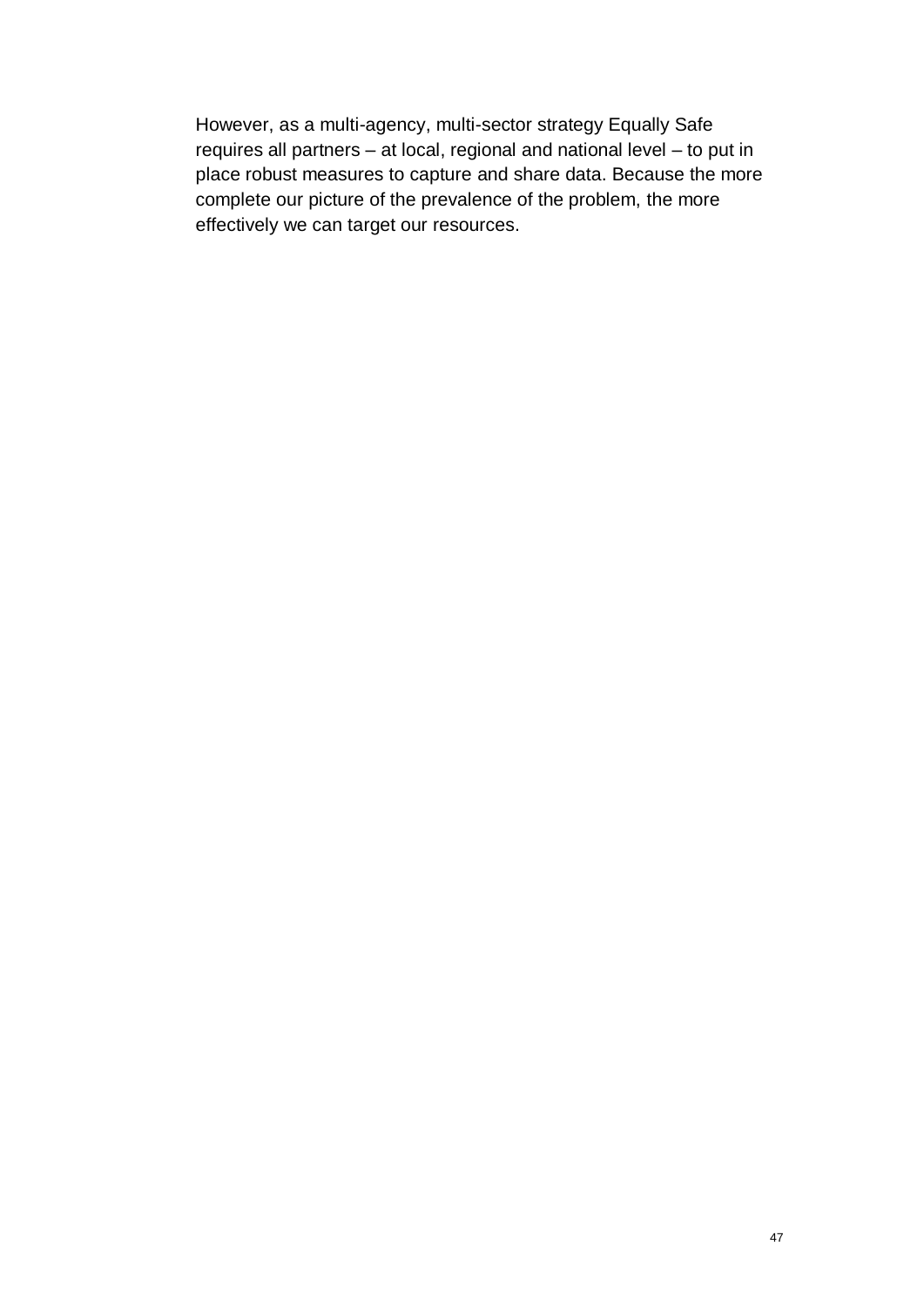However, as a multi-agency, multi-sector strategy Equally Safe requires all partners – at local, regional and national level – to put in place robust measures to capture and share data. Because the more complete our picture of the prevalence of the problem, the more effectively we can target our resources.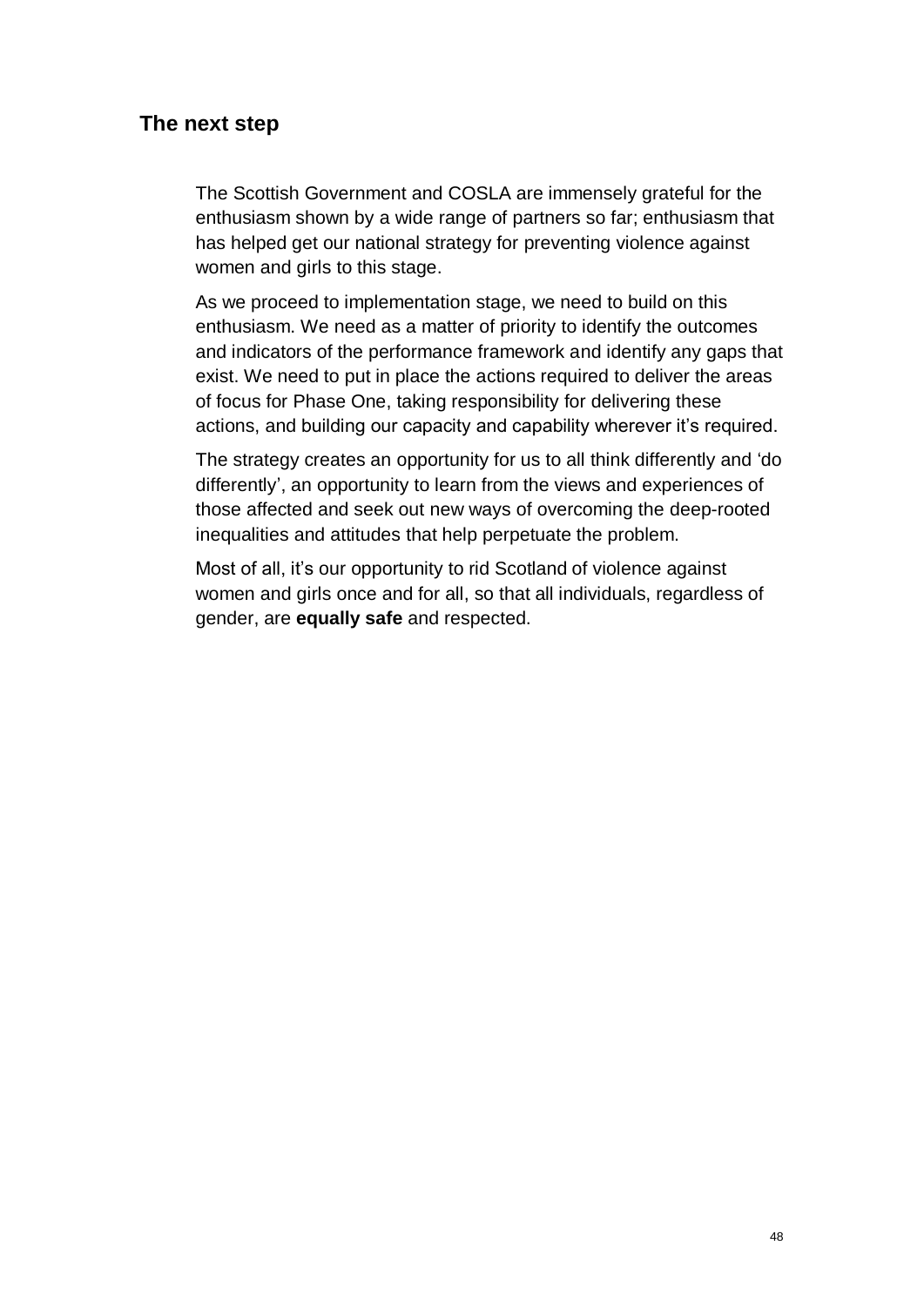## The next step

The Scottish Government and COSLA are immensely grateful for the enthusiasm shown by a wide range of partners so far; enthusiasm that has helped get our national strategy for preventing violence against women and girls to this stage.

As we proceed to implementation stage, we need to build on this enthusiasm. We need as a matter of priority to identify the outcomes and indicators of the performance framework and identify any gaps that exist. We need to put in place the actions required to deliver the areas of focus for Phase One, taking responsibility for delivering these actions, and building our capacity and capability wherever it's required.

The strategy creates an opportunity for us to all think differently and 'do differently', an opportunity to learn from the views and experiences of those affected and seek out new ways of overcoming the deep-rooted inequalities and attitudes that help perpetuate the problem.

Most of all, it's our opportunity to rid Scotland of violence against women and girls once and for all, so that all individuals, regardless of gender, are **equally safe** and respected.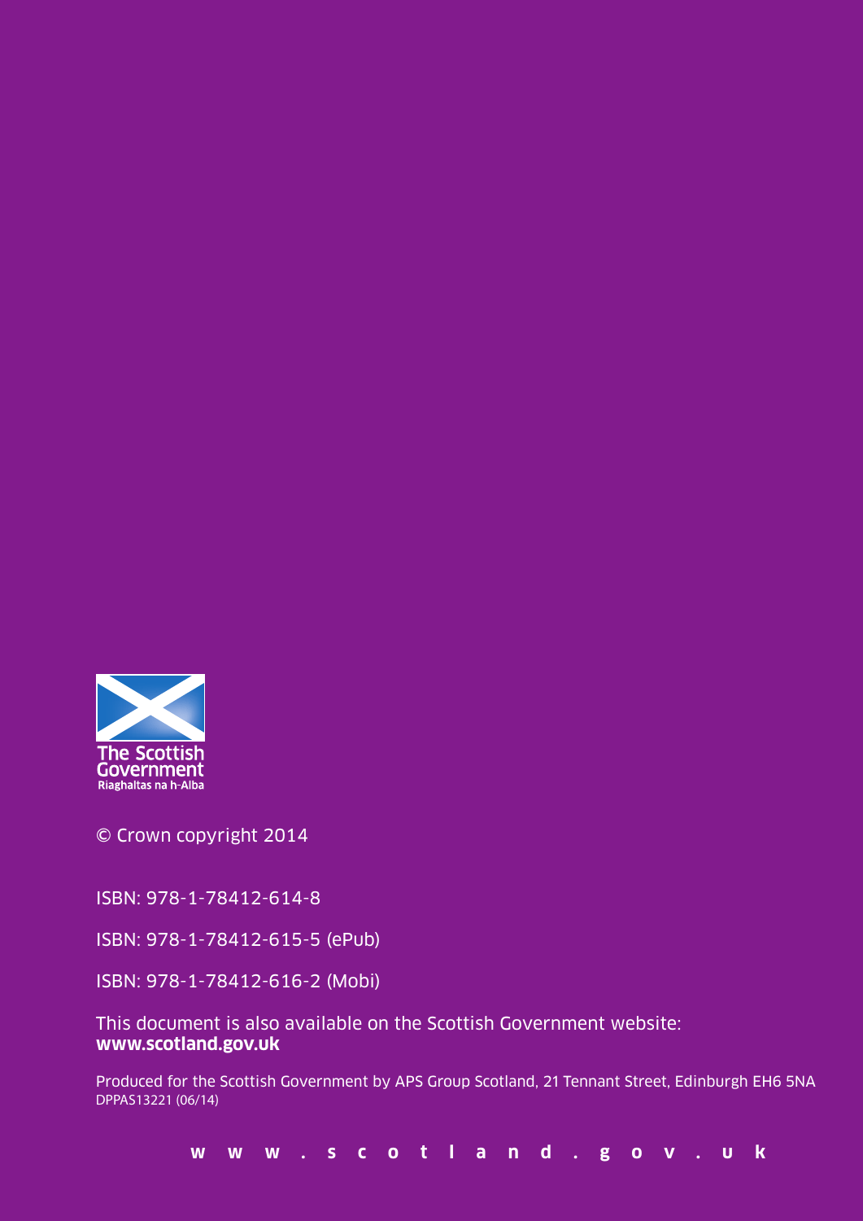The Scottish Government
Riaghaltas na h-Alba

© Crown copyright 2014

ISBN: 978-1-78412-614-8

ISBN: 978-1-78412-615-5 (ePub)

ISBN: 978-1-78412-616-2 (Mobi)

This document is also available on the Scottish Government website:
**www.scotland.gov.uk**

Produced for the Scottish Government by APS Group Scotland, 21 Tennant Street, Edinburgh EH6 5NA
DPPAS13221 (06/14)

**w w w . s c o t l a n d . g o v . u k**